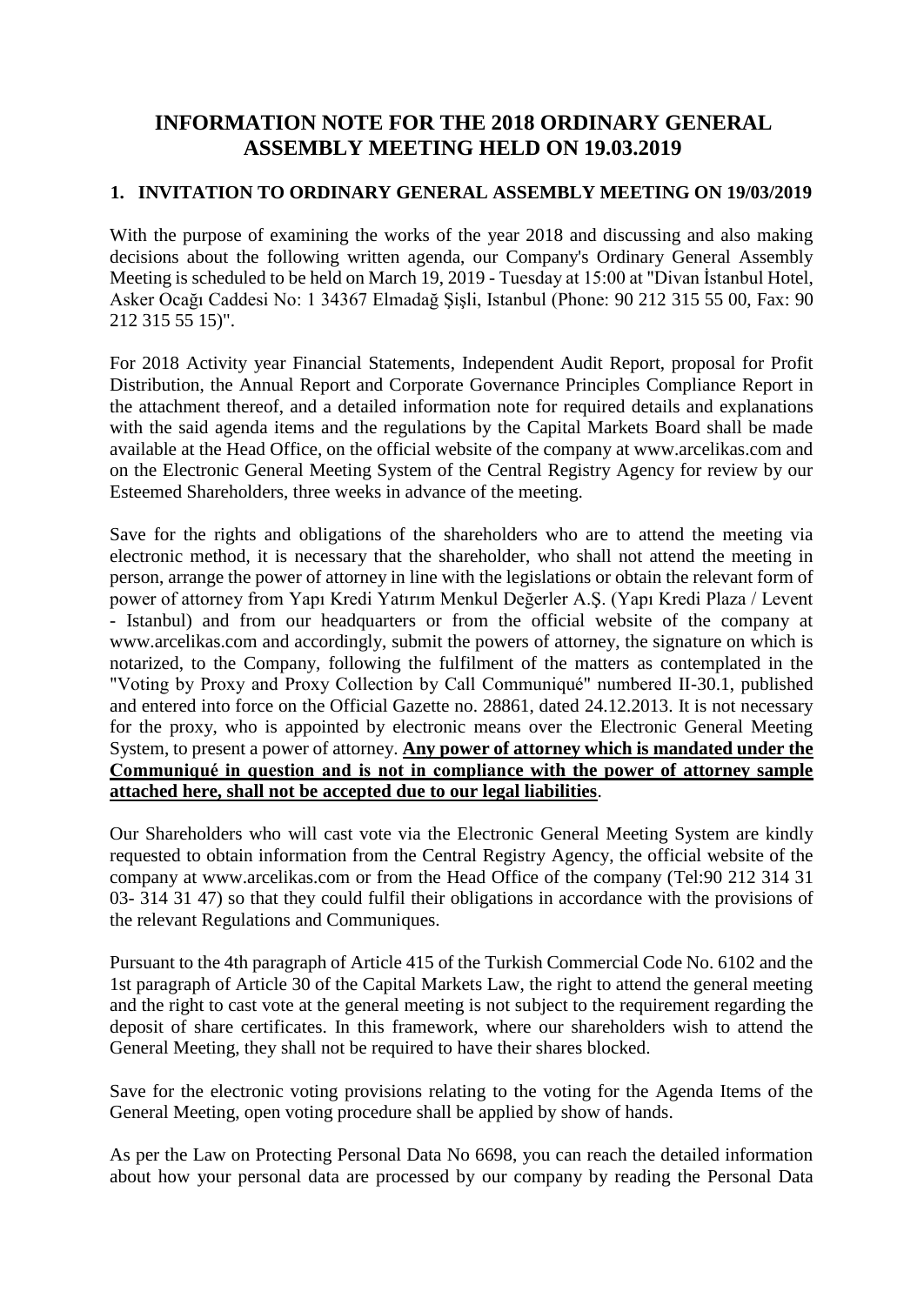# INFORMATION NOTE FOR THE 2018 ORDINARY GENERAL ASSEMBLY MEETING HELD ON 19.03.2019

## 1. INVITATION TO ORDINARY GENERAL ASSEMBLY MEETING ON 19/03/2019

With the purpose of examining the works of the year 2018 and discussing and also making decisions about the following written agenda, our Company's Ordinary General Assembly Meeting is scheduled to be held on March 19, 2019 - Tuesday at 15:00 at "Divan İstanbul Hotel, Asker Ocağı Caddesi No: 1 34367 Elmadağ Şişli, Istanbul (Phone: 90 212 315 55 00, Fax: 90 212 315 55 15)".

For 2018 Activity year Financial Statements, Independent Audit Report, proposal for Profit Distribution, the Annual Report and Corporate Governance Principles Compliance Report in the attachment thereof, and a detailed information note for required details and explanations with the said agenda items and the regulations by the Capital Markets Board shall be made available at the Head Office, on the official website of the company at www.arcelikas.com and on the Electronic General Meeting System of the Central Registry Agency for review by our Esteemed Shareholders, three weeks in advance of the meeting.

Save for the rights and obligations of the shareholders who are to attend the meeting via electronic method, it is necessary that the shareholder, who shall not attend the meeting in person, arrange the power of attorney in line with the legislations or obtain the relevant form of power of attorney from Yapı Kredi Yatırım Menkul Değerler A.Ş. (Yapı Kredi Plaza / Levent - Istanbul) and from our headquarters or from the official website of the company at www.arcelikas.com and accordingly, submit the powers of attorney, the signature on which is notarized, to the Company, following the fulfilment of the matters as contemplated in the "Voting by Proxy and Proxy Collection by Call Communiqué" numbered II-30.1, published and entered into force on the Official Gazette no. 28861, dated 24.12.2013. It is not necessary for the proxy, who is appointed by electronic means over the Electronic General Meeting System, to present a power of attorney. **Any power of attorney which is mandated under the Communiqué in question and is not in compliance with the power of attorney sample attached here, shall not be accepted due to our legal liabilities**.

Our Shareholders who will cast vote via the Electronic General Meeting System are kindly requested to obtain information from the Central Registry Agency, the official website of the company at www.arcelikas.com or from the Head Office of the company (Tel:90 212 314 31 03- 314 31 47) so that they could fulfil their obligations in accordance with the provisions of the relevant Regulations and Communiques.

Pursuant to the 4th paragraph of Article 415 of the Turkish Commercial Code No. 6102 and the 1st paragraph of Article 30 of the Capital Markets Law, the right to attend the general meeting and the right to cast vote at the general meeting is not subject to the requirement regarding the deposit of share certificates. In this framework, where our shareholders wish to attend the General Meeting, they shall not be required to have their shares blocked.

Save for the electronic voting provisions relating to the voting for the Agenda Items of the General Meeting, open voting procedure shall be applied by show of hands.

As per the Law on Protecting Personal Data No 6698, you can reach the detailed information about how your personal data are processed by our company by reading the Personal Data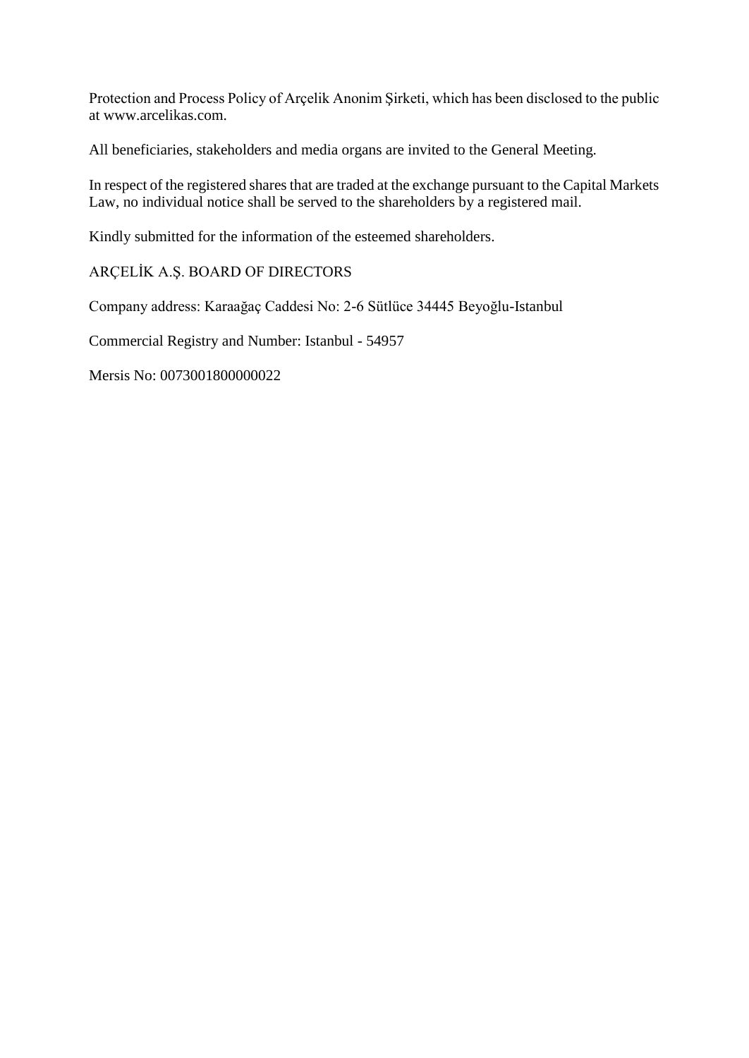Protection and Process Policy of Arçelik Anonim Şirketi, which has been disclosed to the public at www.arcelikas.com.

All beneficiaries, stakeholders and media organs are invited to the General Meeting.

In respect of the registered shares that are traded at the exchange pursuant to the Capital Markets Law, no individual notice shall be served to the shareholders by a registered mail.

Kindly submitted for the information of the esteemed shareholders.

ARÇELİK A.Ş. BOARD OF DIRECTORS

Company address: Karaağaç Caddesi No: 2-6 Sütlüce 34445 Beyoğlu-Istanbul

Commercial Registry and Number: Istanbul - 54957

Mersis No: 0073001800000022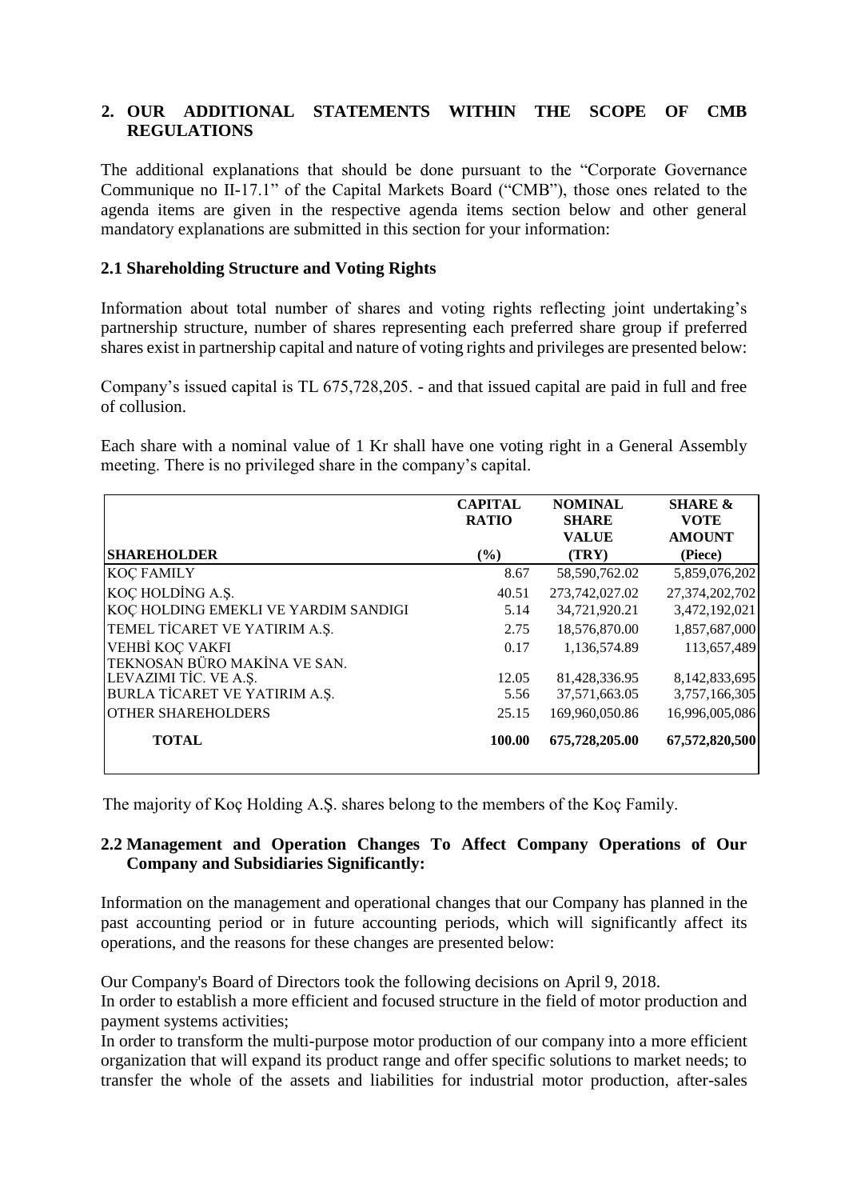## 2. OUR ADDITIONAL STATEMENTS WITHIN THE SCOPE OF CMB REGULATIONS

The additional explanations that should be done pursuant to the "Corporate Governance Communique no II-17.1" of the Capital Markets Board ("CMB"), those ones related to the agenda items are given in the respective agenda items section below and other general mandatory explanations are submitted in this section for your information:

### 2.1 Shareholding Structure and Voting Rights

Information about total number of shares and voting rights reflecting joint undertaking's partnership structure, number of shares representing each preferred share group if preferred shares exist in partnership capital and nature of voting rights and privileges are presented below:

Company's issued capital is TL 675,728,205. - and that issued capital are paid in full and free of collusion.

Each share with a nominal value of 1 Kr shall have one voting right in a General Assembly meeting. There is no privileged share in the company's capital.

| SHAREHOLDER | CAPITAL RATIO (%) | NOMINAL SHARE VALUE (TRY) | SHARE & VOTE AMOUNT (Piece) |
|---|---|---|---|
| KOÇ FAMILY | 8.67 | 58,590,762.02 | 5,859,076,202 |
| KOÇ HOLDİNG A.Ş. | 40.51 | 273,742,027.02 | 27,374,202,702 |
| KOÇ HOLDING EMEKLI VE YARDIM SANDIGI | 5.14 | 34,721,920.21 | 3,472,192,021 |
| TEMEL TİCARET VE YATIRIM A.Ş. | 2.75 | 18,576,870.00 | 1,857,687,000 |
| VEHBİ KOÇ VAKFI | 0.17 | 1,136,574.89 | 113,657,489 |
| TEKNOSAN BÜRO MAKİNA VE SAN. LEVAZIMI TİC. VE A.Ş. | 12.05 | 81,428,336.95 | 8,142,833,695 |
| BURLA TİCARET VE YATIRIM A.Ş. | 5.56 | 37,571,663.05 | 3,757,166,305 |
| OTHER SHAREHOLDERS | 25.15 | 169,960,050.86 | 16,996,005,086 |
| **TOTAL** | **100.00** | **675,728,205.00** | **67,572,820,500** |

The majority of Koç Holding A.Ş. shares belong to the members of the Koç Family.

### 2.2 Management and Operation Changes To Affect Company Operations of Our Company and Subsidiaries Significantly:

Information on the management and operational changes that our Company has planned in the past accounting period or in future accounting periods, which will significantly affect its operations, and the reasons for these changes are presented below:

Our Company's Board of Directors took the following decisions on April 9, 2018.

In order to establish a more efficient and focused structure in the field of motor production and payment systems activities;

In order to transform the multi-purpose motor production of our company into a more efficient organization that will expand its product range and offer specific solutions to market needs; to transfer the whole of the assets and liabilities for industrial motor production, after-sales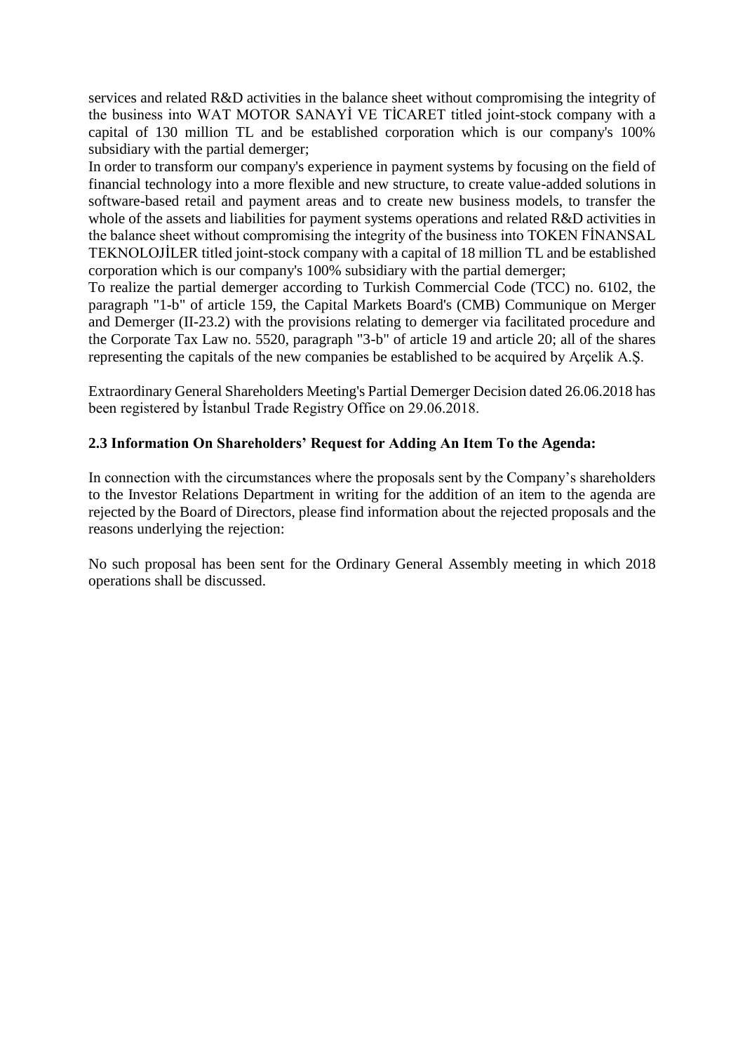services and related R&D activities in the balance sheet without compromising the integrity of the business into WAT MOTOR SANAYİ VE TİCARET titled joint-stock company with a capital of 130 million TL and be established corporation which is our company's 100% subsidiary with the partial demerger;

In order to transform our company's experience in payment systems by focusing on the field of financial technology into a more flexible and new structure, to create value-added solutions in software-based retail and payment areas and to create new business models, to transfer the whole of the assets and liabilities for payment systems operations and related R&D activities in the balance sheet without compromising the integrity of the business into TOKEN FİNANSAL TEKNOLOJİLER titled joint-stock company with a capital of 18 million TL and be established corporation which is our company's 100% subsidiary with the partial demerger;

To realize the partial demerger according to Turkish Commercial Code (TCC) no. 6102, the paragraph "1-b" of article 159, the Capital Markets Board's (CMB) Communique on Merger and Demerger (II-23.2) with the provisions relating to demerger via facilitated procedure and the Corporate Tax Law no. 5520, paragraph "3-b" of article 19 and article 20; all of the shares representing the capitals of the new companies be established to be acquired by Arçelik A.Ş.

Extraordinary General Shareholders Meeting's Partial Demerger Decision dated 26.06.2018 has been registered by İstanbul Trade Registry Office on 29.06.2018.

### 2.3 Information On Shareholders' Request for Adding An Item To the Agenda:

In connection with the circumstances where the proposals sent by the Company's shareholders to the Investor Relations Department in writing for the addition of an item to the agenda are rejected by the Board of Directors, please find information about the rejected proposals and the reasons underlying the rejection:

No such proposal has been sent for the Ordinary General Assembly meeting in which 2018 operations shall be discussed.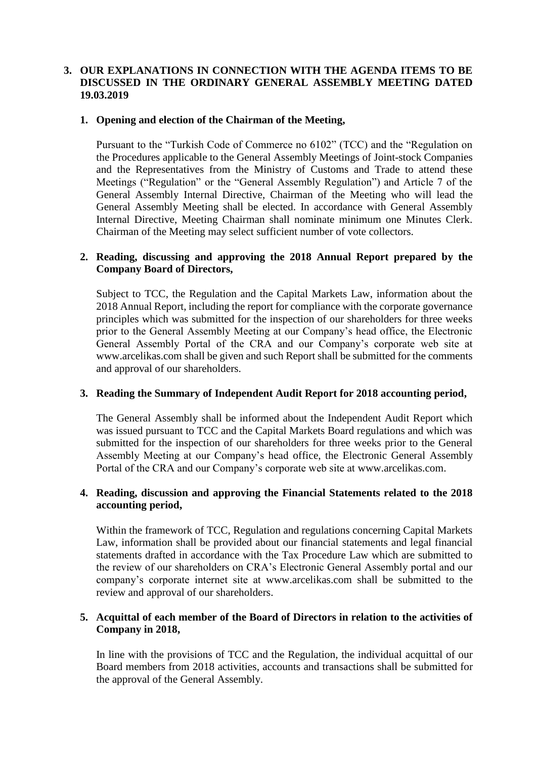## 3. OUR EXPLANATIONS IN CONNECTION WITH THE AGENDA ITEMS TO BE DISCUSSED IN THE ORDINARY GENERAL ASSEMBLY MEETING DATED 19.03.2019

### 1. Opening and election of the Chairman of the Meeting,

Pursuant to the "Turkish Code of Commerce no 6102" (TCC) and the "Regulation on the Procedures applicable to the General Assembly Meetings of Joint-stock Companies and the Representatives from the Ministry of Customs and Trade to attend these Meetings ("Regulation" or the "General Assembly Regulation") and Article 7 of the General Assembly Internal Directive, Chairman of the Meeting who will lead the General Assembly Meeting shall be elected. In accordance with General Assembly Internal Directive, Meeting Chairman shall nominate minimum one Minutes Clerk. Chairman of the Meeting may select sufficient number of vote collectors.

### 2. Reading, discussing and approving the 2018 Annual Report prepared by the Company Board of Directors,

Subject to TCC, the Regulation and the Capital Markets Law, information about the 2018 Annual Report, including the report for compliance with the corporate governance principles which was submitted for the inspection of our shareholders for three weeks prior to the General Assembly Meeting at our Company's head office, the Electronic General Assembly Portal of the CRA and our Company's corporate web site at www.arcelikas.com shall be given and such Report shall be submitted for the comments and approval of our shareholders.

### 3. Reading the Summary of Independent Audit Report for 2018 accounting period,

The General Assembly shall be informed about the Independent Audit Report which was issued pursuant to TCC and the Capital Markets Board regulations and which was submitted for the inspection of our shareholders for three weeks prior to the General Assembly Meeting at our Company's head office, the Electronic General Assembly Portal of the CRA and our Company's corporate web site at www.arcelikas.com.

### 4. Reading, discussion and approving the Financial Statements related to the 2018 accounting period,

Within the framework of TCC, Regulation and regulations concerning Capital Markets Law, information shall be provided about our financial statements and legal financial statements drafted in accordance with the Tax Procedure Law which are submitted to the review of our shareholders on CRA's Electronic General Assembly portal and our company's corporate internet site at www.arcelikas.com shall be submitted to the review and approval of our shareholders.

### 5. Acquittal of each member of the Board of Directors in relation to the activities of Company in 2018,

In line with the provisions of TCC and the Regulation, the individual acquittal of our Board members from 2018 activities, accounts and transactions shall be submitted for the approval of the General Assembly.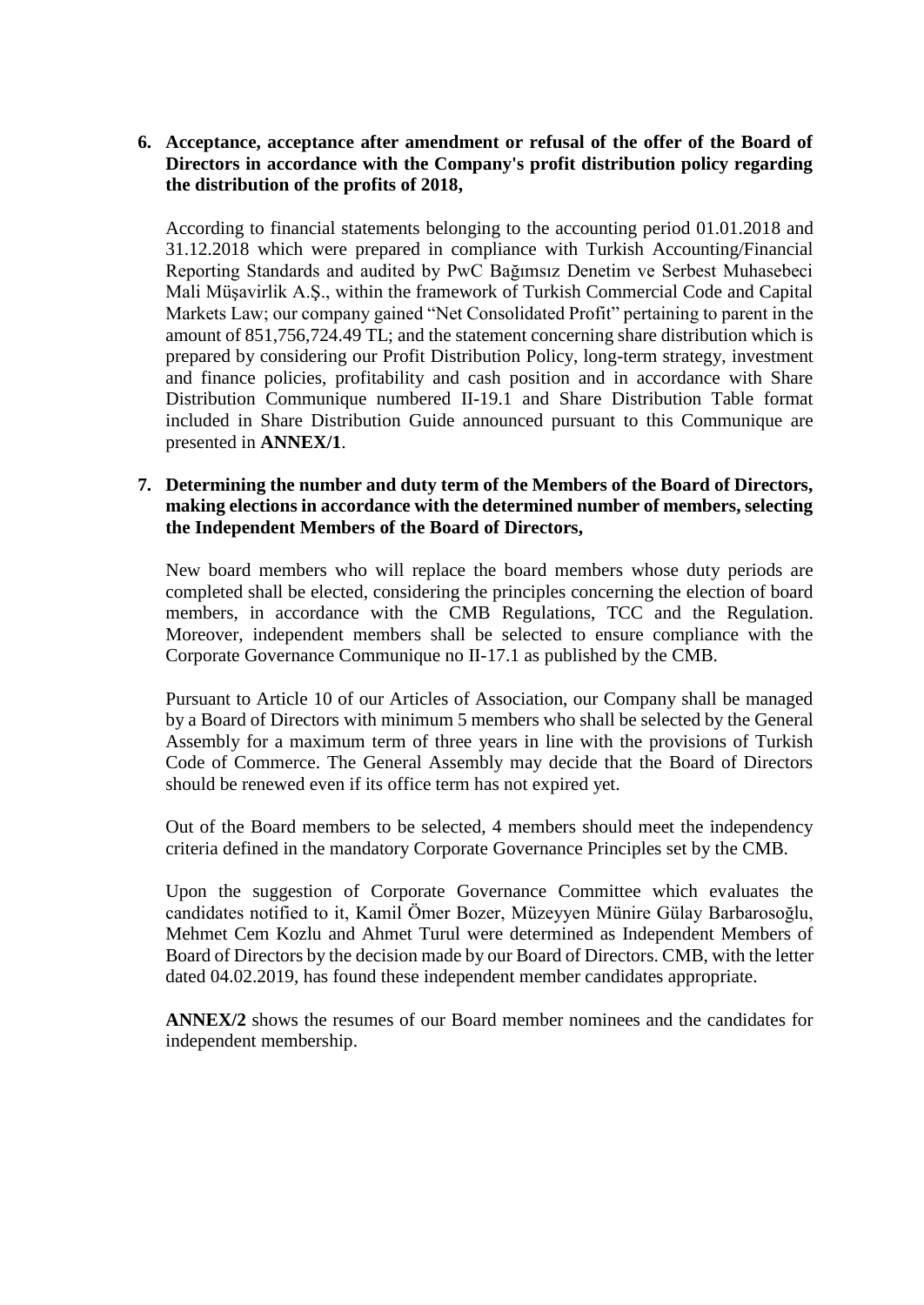**6. Acceptance, acceptance after amendment or refusal of the offer of the Board of Directors in accordance with the Company's profit distribution policy regarding the distribution of the profits of 2018,**

According to financial statements belonging to the accounting period 01.01.2018 and 31.12.2018 which were prepared in compliance with Turkish Accounting/Financial Reporting Standards and audited by PwC Bağımsız Denetim ve Serbest Muhasebeci Mali Müşavirlik A.Ş., within the framework of Turkish Commercial Code and Capital Markets Law; our company gained "Net Consolidated Profit" pertaining to parent in the amount of 851,756,724.49 TL; and the statement concerning share distribution which is prepared by considering our Profit Distribution Policy, long-term strategy, investment and finance policies, profitability and cash position and in accordance with Share Distribution Communique numbered II-19.1 and Share Distribution Table format included in Share Distribution Guide announced pursuant to this Communique are presented in **ANNEX/1**.

**7. Determining the number and duty term of the Members of the Board of Directors, making elections in accordance with the determined number of members, selecting the Independent Members of the Board of Directors,**

New board members who will replace the board members whose duty periods are completed shall be elected, considering the principles concerning the election of board members, in accordance with the CMB Regulations, TCC and the Regulation. Moreover, independent members shall be selected to ensure compliance with the Corporate Governance Communique no II-17.1 as published by the CMB.

Pursuant to Article 10 of our Articles of Association, our Company shall be managed by a Board of Directors with minimum 5 members who shall be selected by the General Assembly for a maximum term of three years in line with the provisions of Turkish Code of Commerce. The General Assembly may decide that the Board of Directors should be renewed even if its office term has not expired yet.

Out of the Board members to be selected, 4 members should meet the independency criteria defined in the mandatory Corporate Governance Principles set by the CMB.

Upon the suggestion of Corporate Governance Committee which evaluates the candidates notified to it, Kamil Ömer Bozer, Müzeyyen Münire Gülay Barbarosoğlu, Mehmet Cem Kozlu and Ahmet Turul were determined as Independent Members of Board of Directors by the decision made by our Board of Directors. CMB, with the letter dated 04.02.2019, has found these independent member candidates appropriate.

**ANNEX/2** shows the resumes of our Board member nominees and the candidates for independent membership.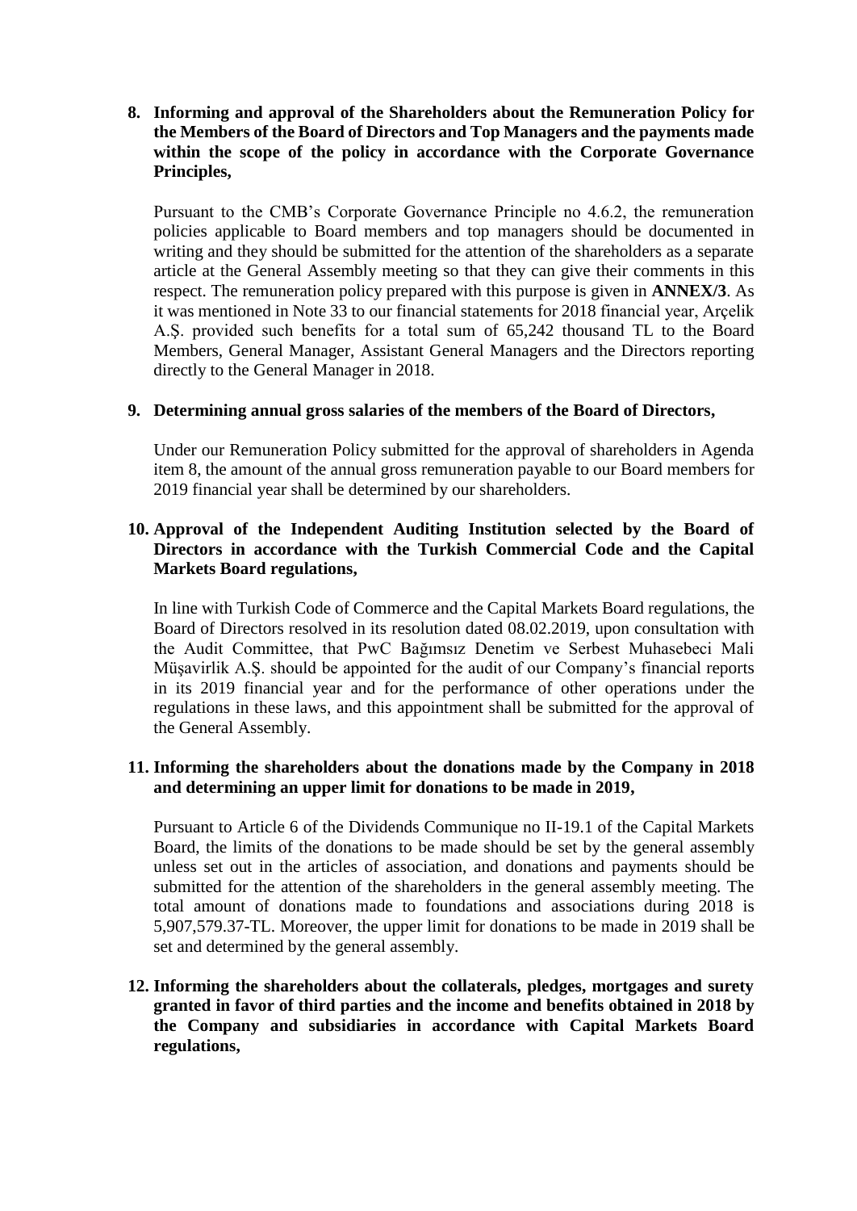**8. Informing and approval of the Shareholders about the Remuneration Policy for the Members of the Board of Directors and Top Managers and the payments made within the scope of the policy in accordance with the Corporate Governance Principles,**

Pursuant to the CMB's Corporate Governance Principle no 4.6.2, the remuneration policies applicable to Board members and top managers should be documented in writing and they should be submitted for the attention of the shareholders as a separate article at the General Assembly meeting so that they can give their comments in this respect. The remuneration policy prepared with this purpose is given in **ANNEX/3**. As it was mentioned in Note 33 to our financial statements for 2018 financial year, Arçelik A.Ş. provided such benefits for a total sum of 65,242 thousand TL to the Board Members, General Manager, Assistant General Managers and the Directors reporting directly to the General Manager in 2018.

**9. Determining annual gross salaries of the members of the Board of Directors,**

Under our Remuneration Policy submitted for the approval of shareholders in Agenda item 8, the amount of the annual gross remuneration payable to our Board members for 2019 financial year shall be determined by our shareholders.

**10. Approval of the Independent Auditing Institution selected by the Board of Directors in accordance with the Turkish Commercial Code and the Capital Markets Board regulations,**

In line with Turkish Code of Commerce and the Capital Markets Board regulations, the Board of Directors resolved in its resolution dated 08.02.2019, upon consultation with the Audit Committee, that PwC Bağımsız Denetim ve Serbest Muhasebeci Mali Müşavirlik A.Ş. should be appointed for the audit of our Company's financial reports in its 2019 financial year and for the performance of other operations under the regulations in these laws, and this appointment shall be submitted for the approval of the General Assembly.

**11. Informing the shareholders about the donations made by the Company in 2018 and determining an upper limit for donations to be made in 2019,**

Pursuant to Article 6 of the Dividends Communique no II-19.1 of the Capital Markets Board, the limits of the donations to be made should be set by the general assembly unless set out in the articles of association, and donations and payments should be submitted for the attention of the shareholders in the general assembly meeting. The total amount of donations made to foundations and associations during 2018 is 5,907,579.37-TL. Moreover, the upper limit for donations to be made in 2019 shall be set and determined by the general assembly.

**12. Informing the shareholders about the collaterals, pledges, mortgages and surety granted in favor of third parties and the income and benefits obtained in 2018 by the Company and subsidiaries in accordance with Capital Markets Board regulations,**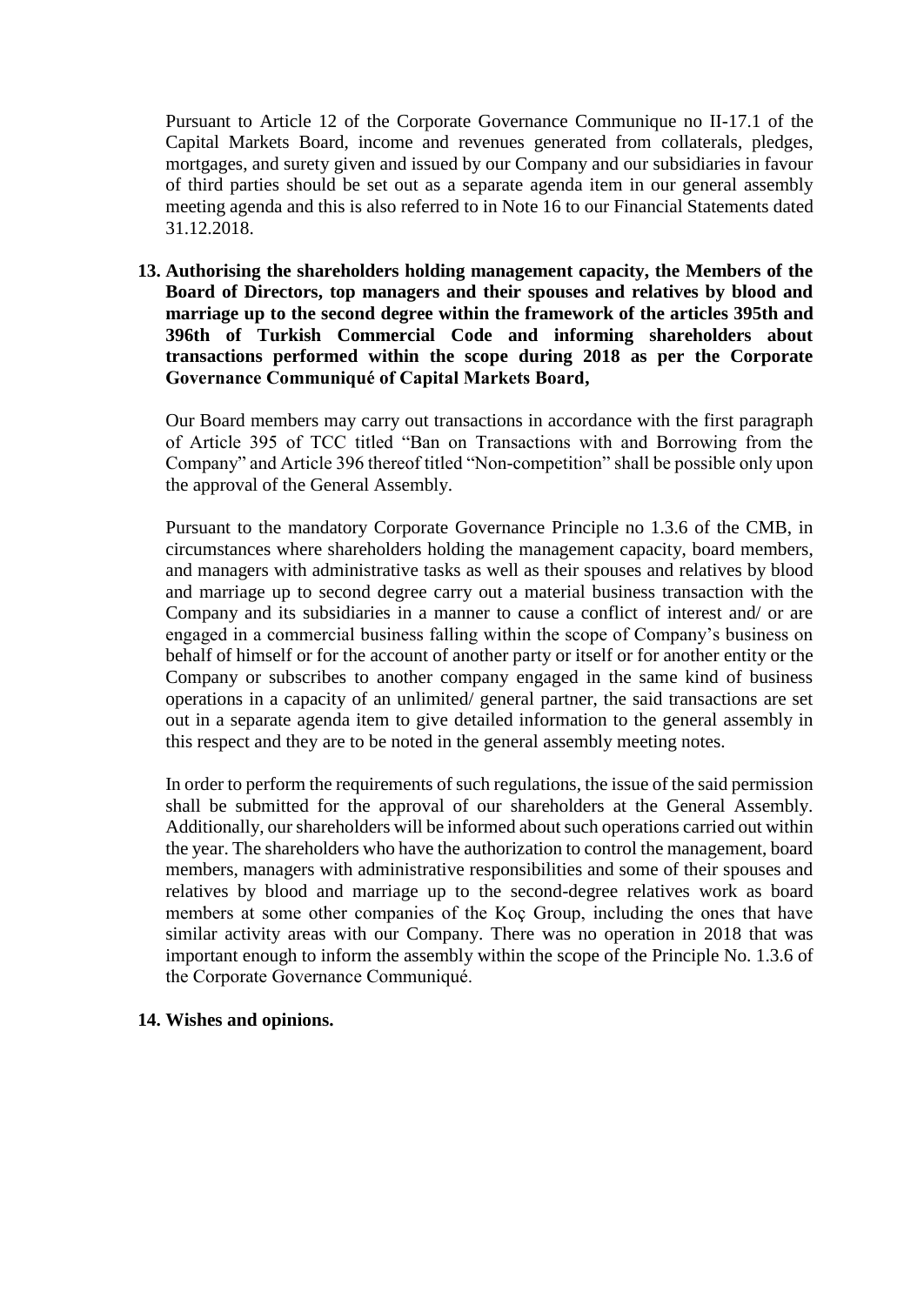Pursuant to Article 12 of the Corporate Governance Communique no II-17.1 of the Capital Markets Board, income and revenues generated from collaterals, pledges, mortgages, and surety given and issued by our Company and our subsidiaries in favour of third parties should be set out as a separate agenda item in our general assembly meeting agenda and this is also referred to in Note 16 to our Financial Statements dated 31.12.2018.

**13. Authorising the shareholders holding management capacity, the Members of the Board of Directors, top managers and their spouses and relatives by blood and marriage up to the second degree within the framework of the articles 395th and 396th of Turkish Commercial Code and informing shareholders about transactions performed within the scope during 2018 as per the Corporate Governance Communiqué of Capital Markets Board,**

Our Board members may carry out transactions in accordance with the first paragraph of Article 395 of TCC titled "Ban on Transactions with and Borrowing from the Company" and Article 396 thereof titled "Non-competition" shall be possible only upon the approval of the General Assembly.

Pursuant to the mandatory Corporate Governance Principle no 1.3.6 of the CMB, in circumstances where shareholders holding the management capacity, board members, and managers with administrative tasks as well as their spouses and relatives by blood and marriage up to second degree carry out a material business transaction with the Company and its subsidiaries in a manner to cause a conflict of interest and/ or are engaged in a commercial business falling within the scope of Company's business on behalf of himself or for the account of another party or itself or for another entity or the Company or subscribes to another company engaged in the same kind of business operations in a capacity of an unlimited/ general partner, the said transactions are set out in a separate agenda item to give detailed information to the general assembly in this respect and they are to be noted in the general assembly meeting notes.

In order to perform the requirements of such regulations, the issue of the said permission shall be submitted for the approval of our shareholders at the General Assembly. Additionally, our shareholders will be informed about such operations carried out within the year. The shareholders who have the authorization to control the management, board members, managers with administrative responsibilities and some of their spouses and relatives by blood and marriage up to the second-degree relatives work as board members at some other companies of the Koç Group, including the ones that have similar activity areas with our Company. There was no operation in 2018 that was important enough to inform the assembly within the scope of the Principle No. 1.3.6 of the Corporate Governance Communiqué.

**14. Wishes and opinions.**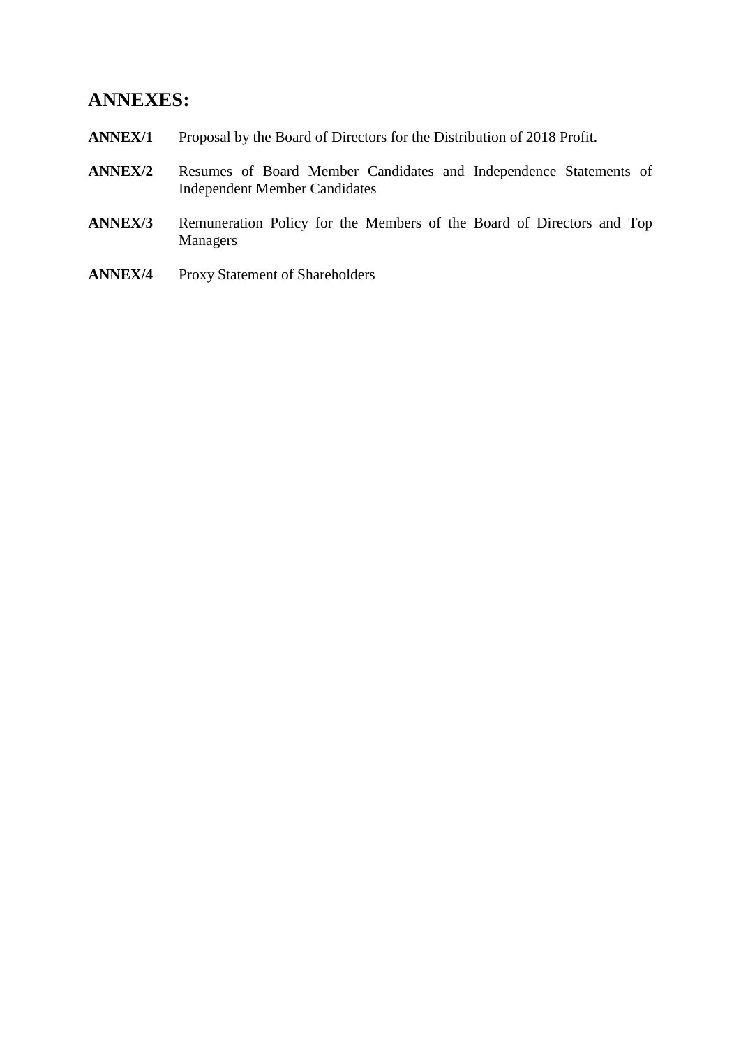## ANNEXES:

**ANNEX/1** Proposal by the Board of Directors for the Distribution of 2018 Profit.

**ANNEX/2** Resumes of Board Member Candidates and Independence Statements of Independent Member Candidates

**ANNEX/3** Remuneration Policy for the Members of the Board of Directors and Top Managers

**ANNEX/4** Proxy Statement of Shareholders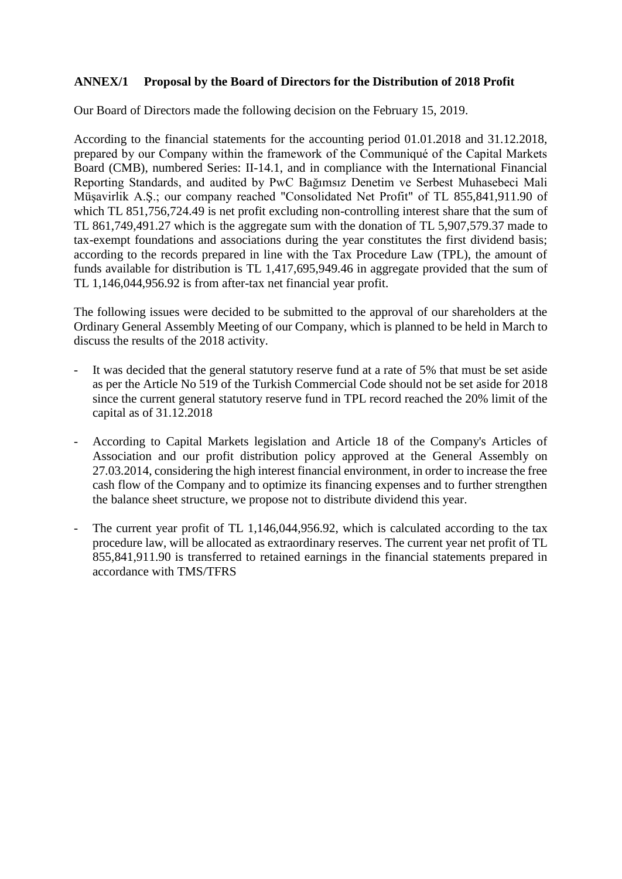**ANNEX/1 Proposal by the Board of Directors for the Distribution of 2018 Profit**

Our Board of Directors made the following decision on the February 15, 2019.

According to the financial statements for the accounting period 01.01.2018 and 31.12.2018, prepared by our Company within the framework of the Communiqué of the Capital Markets Board (CMB), numbered Series: II-14.1, and in compliance with the International Financial Reporting Standards, and audited by PwC Bağımsız Denetim ve Serbest Muhasebeci Mali Müşavirlik A.Ş.; our company reached "Consolidated Net Profit" of TL 855,841,911.90 of which TL 851,756,724.49 is net profit excluding non-controlling interest share that the sum of TL 861,749,491.27 which is the aggregate sum with the donation of TL 5,907,579.37 made to tax-exempt foundations and associations during the year constitutes the first dividend basis; according to the records prepared in line with the Tax Procedure Law (TPL), the amount of funds available for distribution is TL 1,417,695,949.46 in aggregate provided that the sum of TL 1,146,044,956.92 is from after-tax net financial year profit.

The following issues were decided to be submitted to the approval of our shareholders at the Ordinary General Assembly Meeting of our Company, which is planned to be held in March to discuss the results of the 2018 activity.

- It was decided that the general statutory reserve fund at a rate of 5% that must be set aside as per the Article No 519 of the Turkish Commercial Code should not be set aside for 2018 since the current general statutory reserve fund in TPL record reached the 20% limit of the capital as of 31.12.2018
- According to Capital Markets legislation and Article 18 of the Company's Articles of Association and our profit distribution policy approved at the General Assembly on 27.03.2014, considering the high interest financial environment, in order to increase the free cash flow of the Company and to optimize its financing expenses and to further strengthen the balance sheet structure, we propose not to distribute dividend this year.
- The current year profit of TL 1,146,044,956.92, which is calculated according to the tax procedure law, will be allocated as extraordinary reserves. The current year net profit of TL 855,841,911.90 is transferred to retained earnings in the financial statements prepared in accordance with TMS/TFRS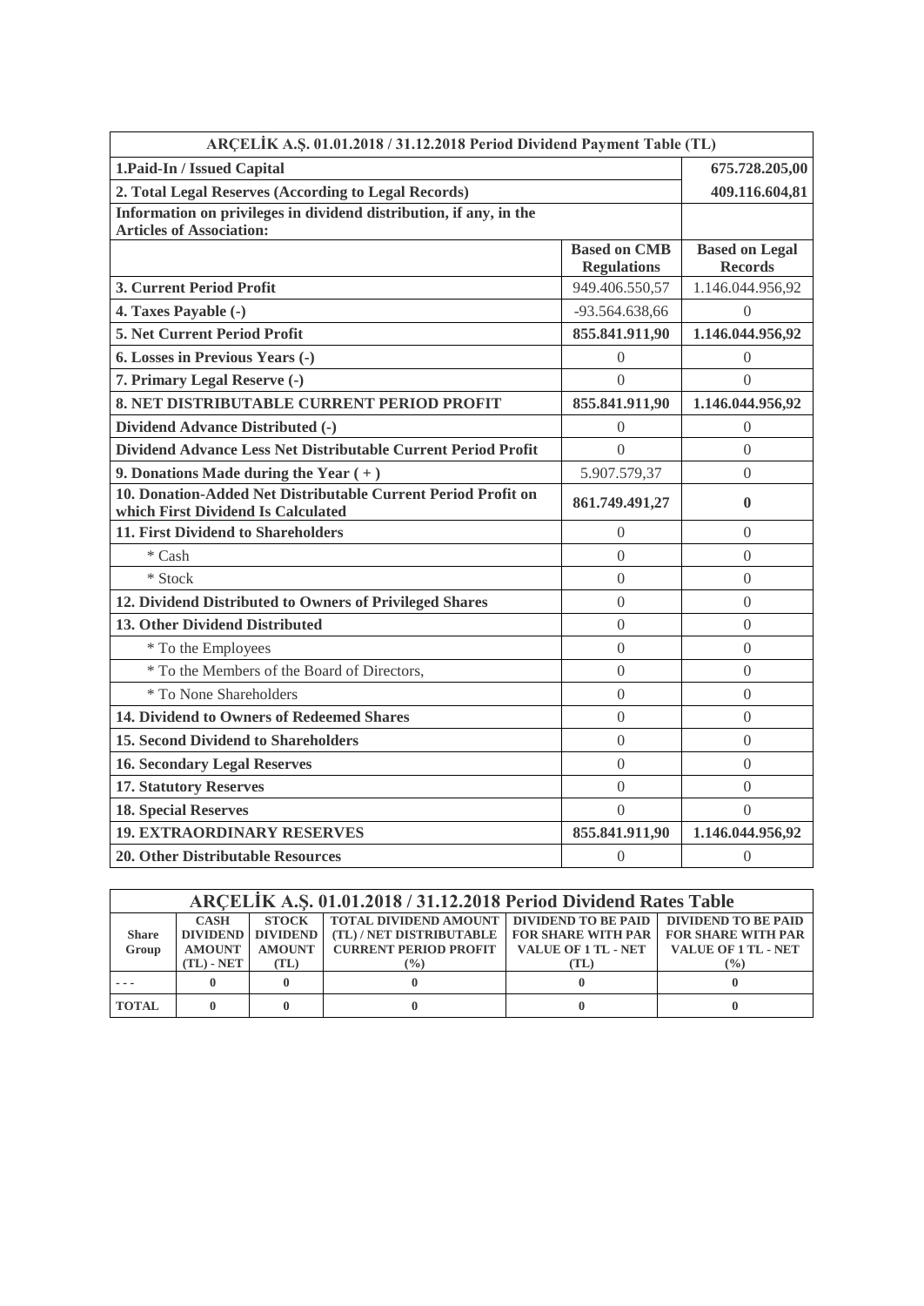| ARÇELİK A.Ş. 01.01.2018 / 31.12.2018 Period Dividend Payment Table (TL) | | |
|---|---|---|
| **1.Paid-In / Issued Capital** | | **675.728.205,00** |
| **2. Total Legal Reserves (According to Legal Records)** | | **409.116.604,81** |
| **Information on privileges in dividend distribution, if any, in the Articles of Association:** | | |
| | **Based on CMB Regulations** | **Based on Legal Records** |
| **3. Current Period Profit** | 949.406.550,57 | 1.146.044.956,92 |
| **4. Taxes Payable (-)** | -93.564.638,66 | 0 |
| **5. Net Current Period Profit** | **855.841.911,90** | **1.146.044.956,92** |
| **6. Losses in Previous Years (-)** | 0 | 0 |
| **7. Primary Legal Reserve (-)** | 0 | 0 |
| **8. NET DISTRIBUTABLE CURRENT PERIOD PROFIT** | **855.841.911,90** | **1.146.044.956,92** |
| **Dividend Advance Distributed (-)** | 0 | 0 |
| **Dividend Advance Less Net Distributable Current Period Profit** | 0 | 0 |
| **9. Donations Made during the Year ( + )** | 5.907.579,37 | 0 |
| **10. Donation-Added Net Distributable Current Period Profit on which First Dividend Is Calculated** | **861.749.491,27** | **0** |
| **11. First Dividend to Shareholders** | 0 | 0 |
| * Cash | 0 | 0 |
| * Stock | 0 | 0 |
| **12. Dividend Distributed to Owners of Privileged Shares** | 0 | 0 |
| **13. Other Dividend Distributed** | 0 | 0 |
| * To the Employees | 0 | 0 |
| * To the Members of the Board of Directors, | 0 | 0 |
| * To None Shareholders | 0 | 0 |
| **14. Dividend to Owners of Redeemed Shares** | 0 | 0 |
| **15. Second Dividend to Shareholders** | 0 | 0 |
| **16. Secondary Legal Reserves** | 0 | 0 |
| **17. Statutory Reserves** | 0 | 0 |
| **18. Special Reserves** | 0 | 0 |
| **19. EXTRAORDINARY RESERVES** | **855.841.911,90** | **1.146.044.956,92** |
| **20. Other Distributable Resources** | 0 | 0 |

| ARÇELİK A.Ş. 01.01.2018 / 31.12.2018 Period Dividend Rates Table | | | | | |
|---|---|---|---|---|---|
| **Share Group** | **CASH DIVIDEND AMOUNT (TL) - NET** | **STOCK DIVIDEND AMOUNT (TL)** | **TOTAL DIVIDEND AMOUNT (TL) / NET DISTRIBUTABLE CURRENT PERIOD PROFIT (%)** | **DIVIDEND TO BE PAID FOR SHARE WITH PAR VALUE OF 1 TL - NET (TL)** | **DIVIDEND TO BE PAID FOR SHARE WITH PAR VALUE OF 1 TL - NET (%)** |
| - - - | **0** | **0** | **0** | **0** | **0** |
| **TOTAL** | **0** | **0** | **0** | **0** | **0** |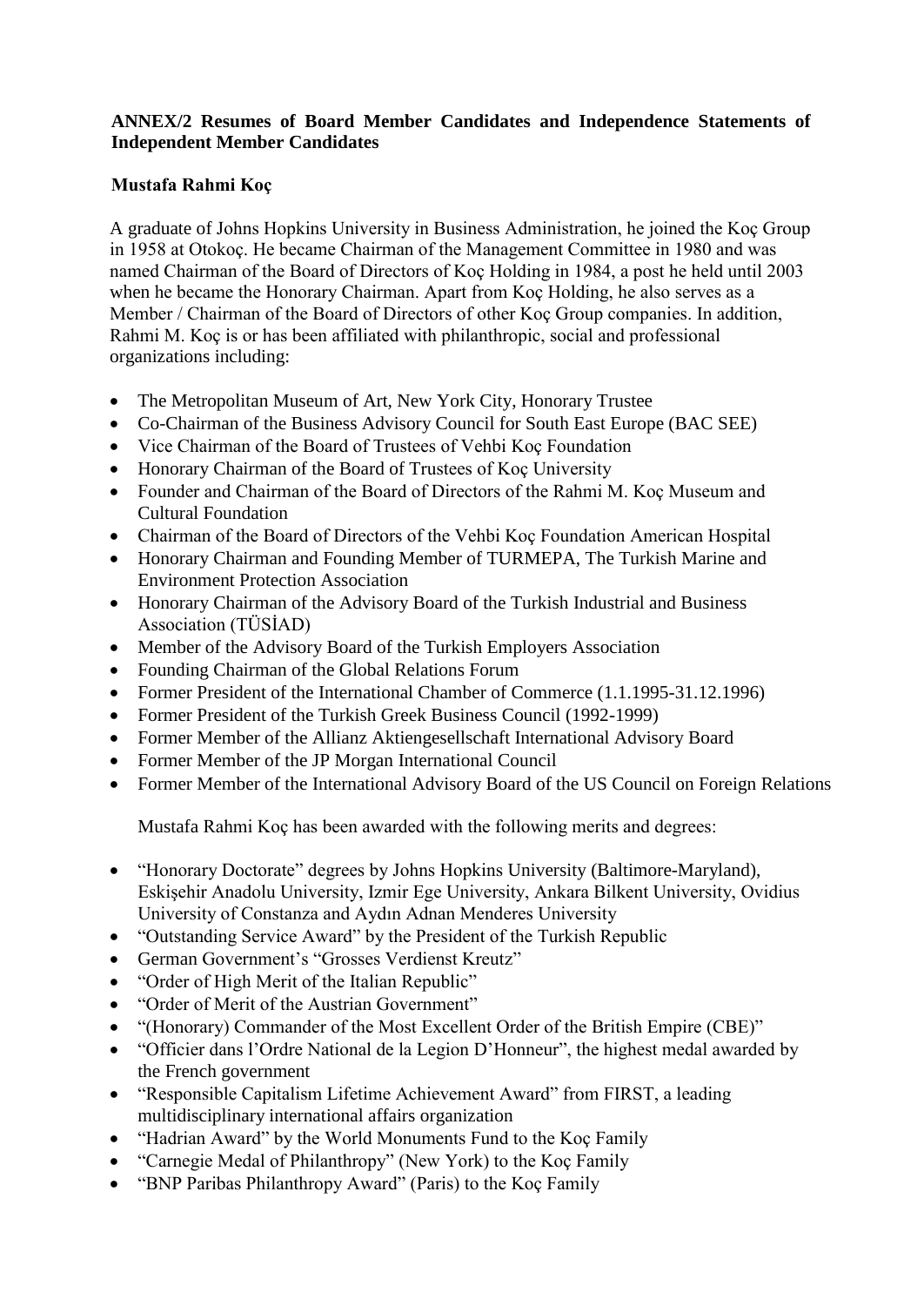**ANNEX/2 Resumes of Board Member Candidates and Independence Statements of Independent Member Candidates**

**Mustafa Rahmi Koç**

A graduate of Johns Hopkins University in Business Administration, he joined the Koç Group in 1958 at Otokoç. He became Chairman of the Management Committee in 1980 and was named Chairman of the Board of Directors of Koç Holding in 1984, a post he held until 2003 when he became the Honorary Chairman. Apart from Koç Holding, he also serves as a Member / Chairman of the Board of Directors of other Koç Group companies. In addition, Rahmi M. Koç is or has been affiliated with philanthropic, social and professional organizations including:

- The Metropolitan Museum of Art, New York City, Honorary Trustee
- Co-Chairman of the Business Advisory Council for South East Europe (BAC SEE)
- Vice Chairman of the Board of Trustees of Vehbi Koç Foundation
- Honorary Chairman of the Board of Trustees of Koç University
- Founder and Chairman of the Board of Directors of the Rahmi M. Koç Museum and Cultural Foundation
- Chairman of the Board of Directors of the Vehbi Koç Foundation American Hospital
- Honorary Chairman and Founding Member of TURMEPA, The Turkish Marine and Environment Protection Association
- Honorary Chairman of the Advisory Board of the Turkish Industrial and Business Association (TÜSİAD)
- Member of the Advisory Board of the Turkish Employers Association
- Founding Chairman of the Global Relations Forum
- Former President of the International Chamber of Commerce (1.1.1995-31.12.1996)
- Former President of the Turkish Greek Business Council (1992-1999)
- Former Member of the Allianz Aktiengesellschaft International Advisory Board
- Former Member of the JP Morgan International Council
- Former Member of the International Advisory Board of the US Council on Foreign Relations

Mustafa Rahmi Koç has been awarded with the following merits and degrees:

- "Honorary Doctorate" degrees by Johns Hopkins University (Baltimore-Maryland), Eskişehir Anadolu University, Izmir Ege University, Ankara Bilkent University, Ovidius University of Constanza and Aydın Adnan Menderes University
- "Outstanding Service Award" by the President of the Turkish Republic
- German Government's "Grosses Verdienst Kreutz"
- "Order of High Merit of the Italian Republic"
- "Order of Merit of the Austrian Government"
- "(Honorary) Commander of the Most Excellent Order of the British Empire (CBE)"
- "Officier dans l'Ordre National de la Legion D'Honneur", the highest medal awarded by the French government
- "Responsible Capitalism Lifetime Achievement Award" from FIRST, a leading multidisciplinary international affairs organization
- "Hadrian Award" by the World Monuments Fund to the Koç Family
- "Carnegie Medal of Philanthropy" (New York) to the Koç Family
- "BNP Paribas Philanthropy Award" (Paris) to the Koç Family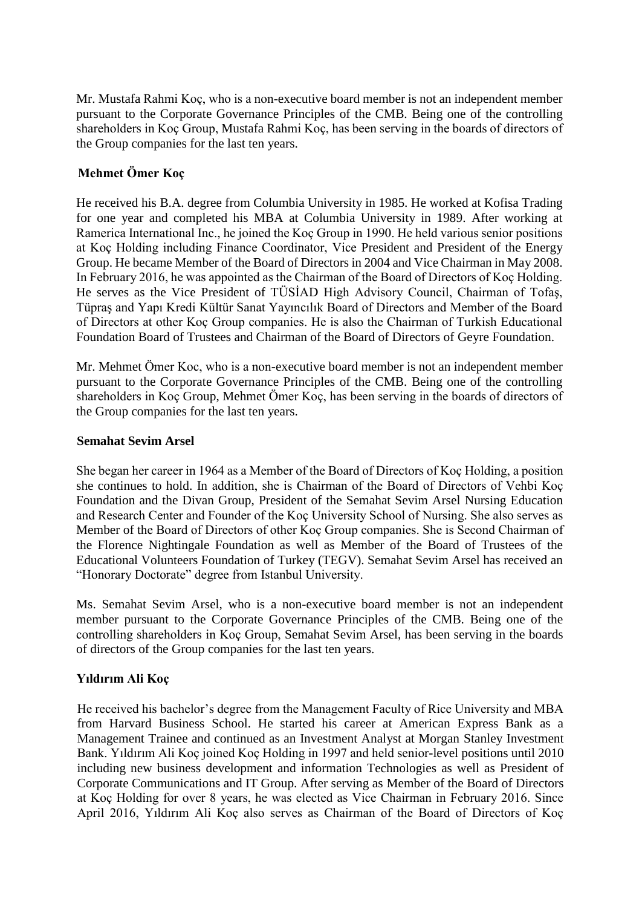Mr. Mustafa Rahmi Koç, who is a non-executive board member is not an independent member pursuant to the Corporate Governance Principles of the CMB. Being one of the controlling shareholders in Koç Group, Mustafa Rahmi Koç, has been serving in the boards of directors of the Group companies for the last ten years.

**Mehmet Ömer Koç**

He received his B.A. degree from Columbia University in 1985. He worked at Kofisa Trading for one year and completed his MBA at Columbia University in 1989. After working at Ramerica International Inc., he joined the Koç Group in 1990. He held various senior positions at Koç Holding including Finance Coordinator, Vice President and President of the Energy Group. He became Member of the Board of Directors in 2004 and Vice Chairman in May 2008. In February 2016, he was appointed as the Chairman of the Board of Directors of Koç Holding. He serves as the Vice President of TÜSİAD High Advisory Council, Chairman of Tofaş, Tüpraş and Yapı Kredi Kültür Sanat Yayıncılık Board of Directors and Member of the Board of Directors at other Koç Group companies. He is also the Chairman of Turkish Educational Foundation Board of Trustees and Chairman of the Board of Directors of Geyre Foundation.

Mr. Mehmet Ömer Koc, who is a non-executive board member is not an independent member pursuant to the Corporate Governance Principles of the CMB. Being one of the controlling shareholders in Koç Group, Mehmet Ömer Koç, has been serving in the boards of directors of the Group companies for the last ten years.

**Semahat Sevim Arsel**

She began her career in 1964 as a Member of the Board of Directors of Koç Holding, a position she continues to hold. In addition, she is Chairman of the Board of Directors of Vehbi Koç Foundation and the Divan Group, President of the Semahat Sevim Arsel Nursing Education and Research Center and Founder of the Koç University School of Nursing. She also serves as Member of the Board of Directors of other Koç Group companies. She is Second Chairman of the Florence Nightingale Foundation as well as Member of the Board of Trustees of the Educational Volunteers Foundation of Turkey (TEGV). Semahat Sevim Arsel has received an "Honorary Doctorate" degree from Istanbul University.

Ms. Semahat Sevim Arsel, who is a non-executive board member is not an independent member pursuant to the Corporate Governance Principles of the CMB. Being one of the controlling shareholders in Koç Group, Semahat Sevim Arsel, has been serving in the boards of directors of the Group companies for the last ten years.

**Yıldırım Ali Koç**

He received his bachelor's degree from the Management Faculty of Rice University and MBA from Harvard Business School. He started his career at American Express Bank as a Management Trainee and continued as an Investment Analyst at Morgan Stanley Investment Bank. Yıldırım Ali Koç joined Koç Holding in 1997 and held senior-level positions until 2010 including new business development and information Technologies as well as President of Corporate Communications and IT Group. After serving as Member of the Board of Directors at Koç Holding for over 8 years, he was elected as Vice Chairman in February 2016. Since April 2016, Yıldırım Ali Koç also serves as Chairman of the Board of Directors of Koç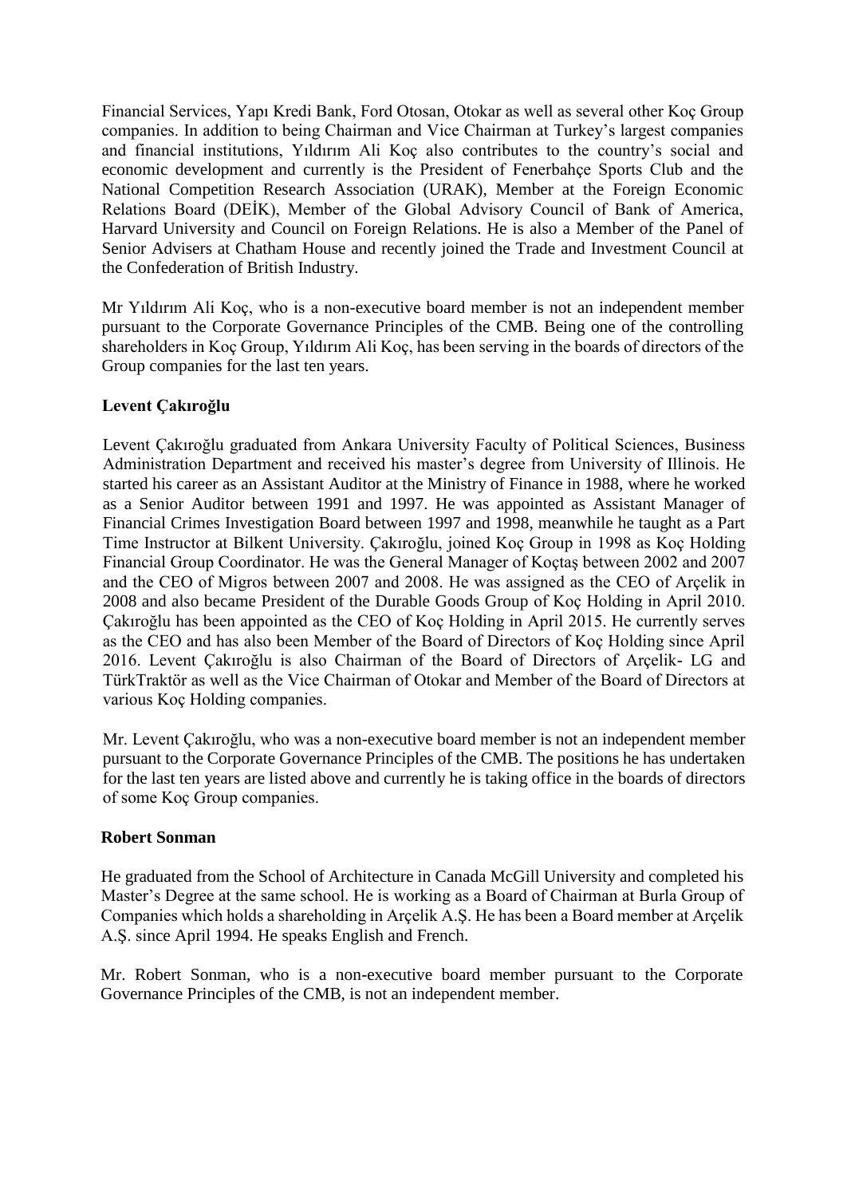Financial Services, Yapı Kredi Bank, Ford Otosan, Otokar as well as several other Koç Group companies. In addition to being Chairman and Vice Chairman at Turkey's largest companies and financial institutions, Yıldırım Ali Koç also contributes to the country's social and economic development and currently is the President of Fenerbahçe Sports Club and the National Competition Research Association (URAK), Member at the Foreign Economic Relations Board (DEİK), Member of the Global Advisory Council of Bank of America, Harvard University and Council on Foreign Relations. He is also a Member of the Panel of Senior Advisers at Chatham House and recently joined the Trade and Investment Council at the Confederation of British Industry.

Mr Yıldırım Ali Koç, who is a non-executive board member is not an independent member pursuant to the Corporate Governance Principles of the CMB. Being one of the controlling shareholders in Koç Group, Yıldırım Ali Koç, has been serving in the boards of directors of the Group companies for the last ten years.

**Levent Çakıroğlu**

Levent Çakıroğlu graduated from Ankara University Faculty of Political Sciences, Business Administration Department and received his master's degree from University of Illinois. He started his career as an Assistant Auditor at the Ministry of Finance in 1988, where he worked as a Senior Auditor between 1991 and 1997. He was appointed as Assistant Manager of Financial Crimes Investigation Board between 1997 and 1998, meanwhile he taught as a Part Time Instructor at Bilkent University. Çakıroğlu, joined Koç Group in 1998 as Koç Holding Financial Group Coordinator. He was the General Manager of Koçtaş between 2002 and 2007 and the CEO of Migros between 2007 and 2008. He was assigned as the CEO of Arçelik in 2008 and also became President of the Durable Goods Group of Koç Holding in April 2010. Çakıroğlu has been appointed as the CEO of Koç Holding in April 2015. He currently serves as the CEO and has also been Member of the Board of Directors of Koç Holding since April 2016. Levent Çakıroğlu is also Chairman of the Board of Directors of Arçelik- LG and TürkTraktör as well as the Vice Chairman of Otokar and Member of the Board of Directors at various Koç Holding companies.

Mr. Levent Çakıroğlu, who was a non-executive board member is not an independent member pursuant to the Corporate Governance Principles of the CMB. The positions he has undertaken for the last ten years are listed above and currently he is taking office in the boards of directors of some Koç Group companies.

**Robert Sonman**

He graduated from the School of Architecture in Canada McGill University and completed his Master's Degree at the same school. He is working as a Board of Chairman at Burla Group of Companies which holds a shareholding in Arçelik A.Ş. He has been a Board member at Arçelik A.Ş. since April 1994. He speaks English and French.

Mr. Robert Sonman, who is a non-executive board member pursuant to the Corporate Governance Principles of the CMB, is not an independent member.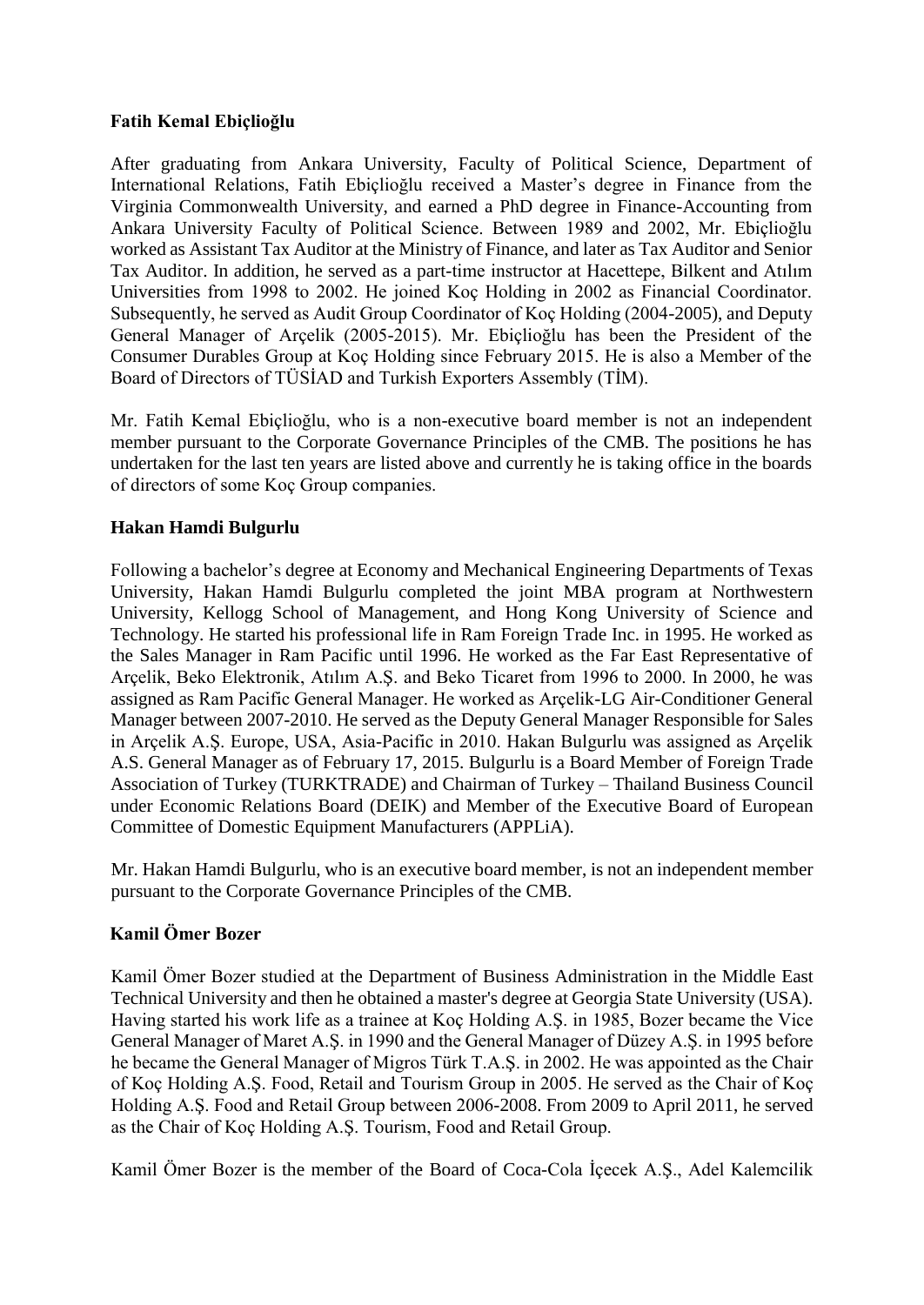**Fatih Kemal Ebiçlioğlu**

After graduating from Ankara University, Faculty of Political Science, Department of International Relations, Fatih Ebiçlioğlu received a Master's degree in Finance from the Virginia Commonwealth University, and earned a PhD degree in Finance-Accounting from Ankara University Faculty of Political Science. Between 1989 and 2002, Mr. Ebiçlioğlu worked as Assistant Tax Auditor at the Ministry of Finance, and later as Tax Auditor and Senior Tax Auditor. In addition, he served as a part-time instructor at Hacettepe, Bilkent and Atılım Universities from 1998 to 2002. He joined Koç Holding in 2002 as Financial Coordinator. Subsequently, he served as Audit Group Coordinator of Koç Holding (2004-2005), and Deputy General Manager of Arçelik (2005-2015). Mr. Ebiçlioğlu has been the President of the Consumer Durables Group at Koç Holding since February 2015. He is also a Member of the Board of Directors of TÜSİAD and Turkish Exporters Assembly (TİM).

Mr. Fatih Kemal Ebiçlioğlu, who is a non-executive board member is not an independent member pursuant to the Corporate Governance Principles of the CMB. The positions he has undertaken for the last ten years are listed above and currently he is taking office in the boards of directors of some Koç Group companies.

**Hakan Hamdi Bulgurlu**

Following a bachelor's degree at Economy and Mechanical Engineering Departments of Texas University, Hakan Hamdi Bulgurlu completed the joint MBA program at Northwestern University, Kellogg School of Management, and Hong Kong University of Science and Technology. He started his professional life in Ram Foreign Trade Inc. in 1995. He worked as the Sales Manager in Ram Pacific until 1996. He worked as the Far East Representative of Arçelik, Beko Elektronik, Atılım A.Ş. and Beko Ticaret from 1996 to 2000. In 2000, he was assigned as Ram Pacific General Manager. He worked as Arçelik-LG Air-Conditioner General Manager between 2007-2010. He served as the Deputy General Manager Responsible for Sales in Arçelik A.Ş. Europe, USA, Asia-Pacific in 2010. Hakan Bulgurlu was assigned as Arçelik A.S. General Manager as of February 17, 2015. Bulgurlu is a Board Member of Foreign Trade Association of Turkey (TURKTRADE) and Chairman of Turkey – Thailand Business Council under Economic Relations Board (DEIK) and Member of the Executive Board of European Committee of Domestic Equipment Manufacturers (APPLiA).

Mr. Hakan Hamdi Bulgurlu, who is an executive board member, is not an independent member pursuant to the Corporate Governance Principles of the CMB.

**Kamil Ömer Bozer**

Kamil Ömer Bozer studied at the Department of Business Administration in the Middle East Technical University and then he obtained a master's degree at Georgia State University (USA). Having started his work life as a trainee at Koç Holding A.Ş. in 1985, Bozer became the Vice General Manager of Maret A.Ş. in 1990 and the General Manager of Düzey A.Ş. in 1995 before he became the General Manager of Migros Türk T.A.Ş. in 2002. He was appointed as the Chair of Koç Holding A.Ş. Food, Retail and Tourism Group in 2005. He served as the Chair of Koç Holding A.Ş. Food and Retail Group between 2006-2008. From 2009 to April 2011, he served as the Chair of Koç Holding A.Ş. Tourism, Food and Retail Group.

Kamil Ömer Bozer is the member of the Board of Coca-Cola İçecek A.Ş., Adel Kalemcilik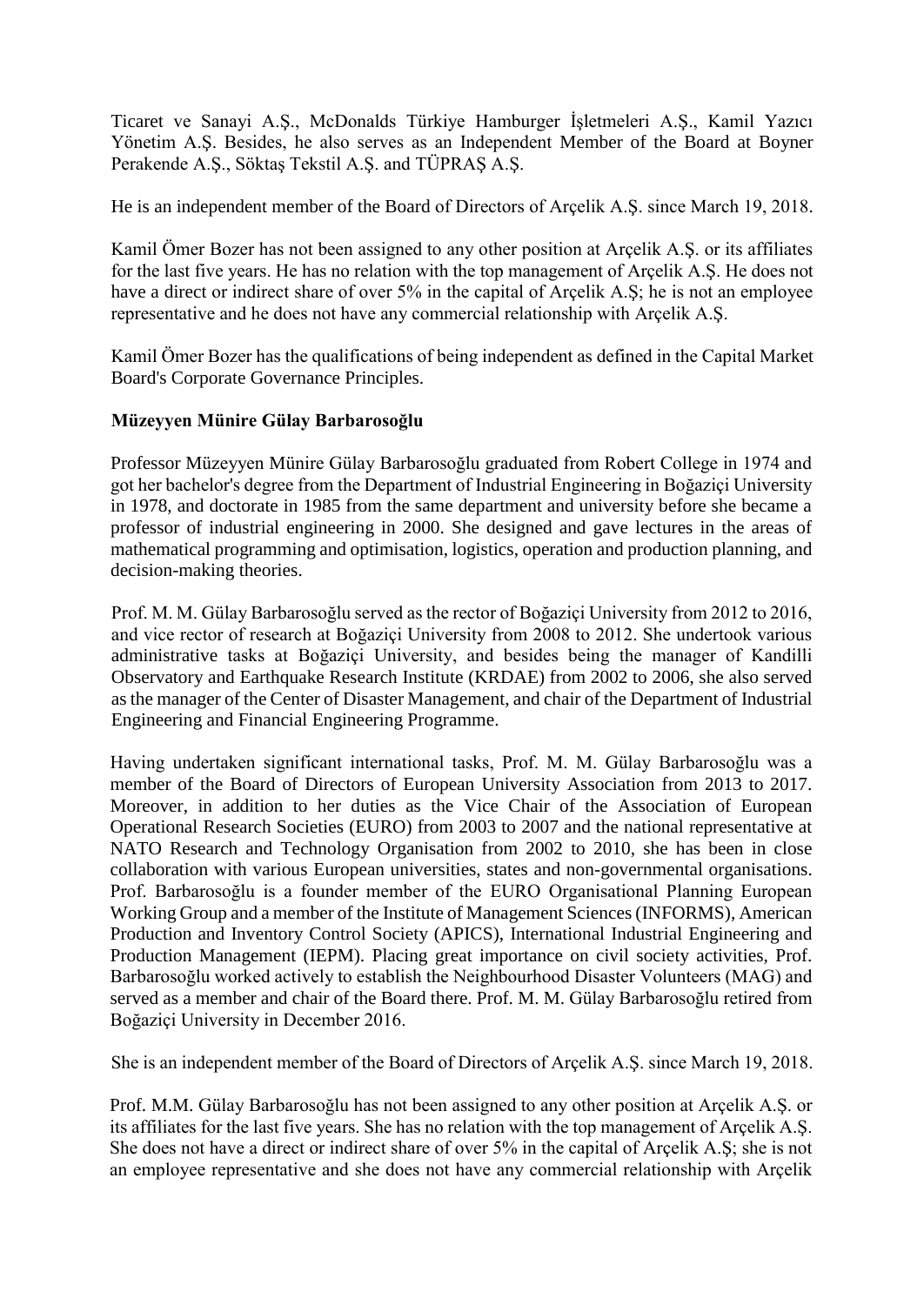Ticaret ve Sanayi A.Ş., McDonalds Türkiye Hamburger İşletmeleri A.Ş., Kamil Yazıcı Yönetim A.Ş. Besides, he also serves as an Independent Member of the Board at Boyner Perakende A.Ş., Söktaş Tekstil A.Ş. and TÜPRAŞ A.Ş.

He is an independent member of the Board of Directors of Arçelik A.Ş. since March 19, 2018.

Kamil Ömer Bozer has not been assigned to any other position at Arçelik A.Ş. or its affiliates for the last five years. He has no relation with the top management of Arçelik A.Ş. He does not have a direct or indirect share of over 5% in the capital of Arçelik A.Ş; he is not an employee representative and he does not have any commercial relationship with Arçelik A.Ş.

Kamil Ömer Bozer has the qualifications of being independent as defined in the Capital Market Board's Corporate Governance Principles.

**Müzeyyen Münire Gülay Barbarosoğlu**

Professor Müzeyyen Münire Gülay Barbarosoğlu graduated from Robert College in 1974 and got her bachelor's degree from the Department of Industrial Engineering in Boğaziçi University in 1978, and doctorate in 1985 from the same department and university before she became a professor of industrial engineering in 2000. She designed and gave lectures in the areas of mathematical programming and optimisation, logistics, operation and production planning, and decision-making theories.

Prof. M. M. Gülay Barbarosoğlu served as the rector of Boğaziçi University from 2012 to 2016, and vice rector of research at Boğaziçi University from 2008 to 2012. She undertook various administrative tasks at Boğaziçi University, and besides being the manager of Kandilli Observatory and Earthquake Research Institute (KRDAE) from 2002 to 2006, she also served as the manager of the Center of Disaster Management, and chair of the Department of Industrial Engineering and Financial Engineering Programme.

Having undertaken significant international tasks, Prof. M. M. Gülay Barbarosoğlu was a member of the Board of Directors of European University Association from 2013 to 2017. Moreover, in addition to her duties as the Vice Chair of the Association of European Operational Research Societies (EURO) from 2003 to 2007 and the national representative at NATO Research and Technology Organisation from 2002 to 2010, she has been in close collaboration with various European universities, states and non-governmental organisations. Prof. Barbarosoğlu is a founder member of the EURO Organisational Planning European Working Group and a member of the Institute of Management Sciences (INFORMS), American Production and Inventory Control Society (APICS), International Industrial Engineering and Production Management (IEPM). Placing great importance on civil society activities, Prof. Barbarosoğlu worked actively to establish the Neighbourhood Disaster Volunteers (MAG) and served as a member and chair of the Board there. Prof. M. M. Gülay Barbarosoğlu retired from Boğaziçi University in December 2016.

She is an independent member of the Board of Directors of Arçelik A.Ş. since March 19, 2018.

Prof. M.M. Gülay Barbarosoğlu has not been assigned to any other position at Arçelik A.Ş. or its affiliates for the last five years. She has no relation with the top management of Arçelik A.Ş. She does not have a direct or indirect share of over 5% in the capital of Arçelik A.Ş; she is not an employee representative and she does not have any commercial relationship with Arçelik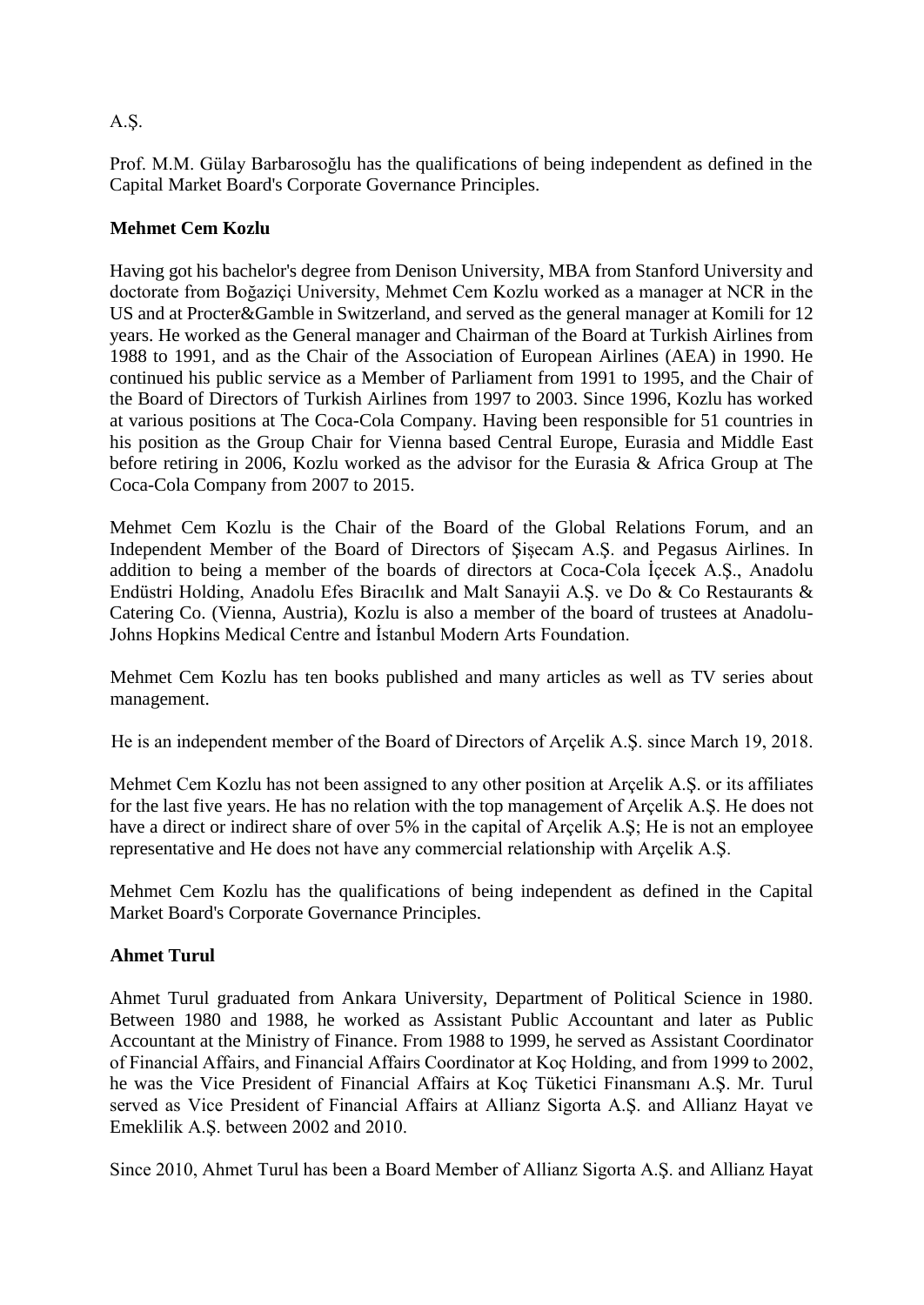A.Ş.

Prof. M.M. Gülay Barbarosoğlu has the qualifications of being independent as defined in the Capital Market Board's Corporate Governance Principles.

**Mehmet Cem Kozlu**

Having got his bachelor's degree from Denison University, MBA from Stanford University and doctorate from Boğaziçi University, Mehmet Cem Kozlu worked as a manager at NCR in the US and at Procter&Gamble in Switzerland, and served as the general manager at Komili for 12 years. He worked as the General manager and Chairman of the Board at Turkish Airlines from 1988 to 1991, and as the Chair of the Association of European Airlines (AEA) in 1990. He continued his public service as a Member of Parliament from 1991 to 1995, and the Chair of the Board of Directors of Turkish Airlines from 1997 to 2003. Since 1996, Kozlu has worked at various positions at The Coca-Cola Company. Having been responsible for 51 countries in his position as the Group Chair for Vienna based Central Europe, Eurasia and Middle East before retiring in 2006, Kozlu worked as the advisor for the Eurasia & Africa Group at The Coca-Cola Company from 2007 to 2015.

Mehmet Cem Kozlu is the Chair of the Board of the Global Relations Forum, and an Independent Member of the Board of Directors of Şişecam A.Ş. and Pegasus Airlines. In addition to being a member of the boards of directors at Coca-Cola İçecek A.Ş., Anadolu Endüstri Holding, Anadolu Efes Biracılık and Malt Sanayii A.Ş. ve Do & Co Restaurants & Catering Co. (Vienna, Austria), Kozlu is also a member of the board of trustees at Anadolu-Johns Hopkins Medical Centre and İstanbul Modern Arts Foundation.

Mehmet Cem Kozlu has ten books published and many articles as well as TV series about management.

He is an independent member of the Board of Directors of Arçelik A.Ş. since March 19, 2018.

Mehmet Cem Kozlu has not been assigned to any other position at Arçelik A.Ş. or its affiliates for the last five years. He has no relation with the top management of Arçelik A.Ş. He does not have a direct or indirect share of over 5% in the capital of Arçelik A.Ş; He is not an employee representative and He does not have any commercial relationship with Arçelik A.Ş.

Mehmet Cem Kozlu has the qualifications of being independent as defined in the Capital Market Board's Corporate Governance Principles.

**Ahmet Turul**

Ahmet Turul graduated from Ankara University, Department of Political Science in 1980. Between 1980 and 1988, he worked as Assistant Public Accountant and later as Public Accountant at the Ministry of Finance. From 1988 to 1999, he served as Assistant Coordinator of Financial Affairs, and Financial Affairs Coordinator at Koç Holding, and from 1999 to 2002, he was the Vice President of Financial Affairs at Koç Tüketici Finansmanı A.Ş. Mr. Turul served as Vice President of Financial Affairs at Allianz Sigorta A.Ş. and Allianz Hayat ve Emeklilik A.Ş. between 2002 and 2010.

Since 2010, Ahmet Turul has been a Board Member of Allianz Sigorta A.Ş. and Allianz Hayat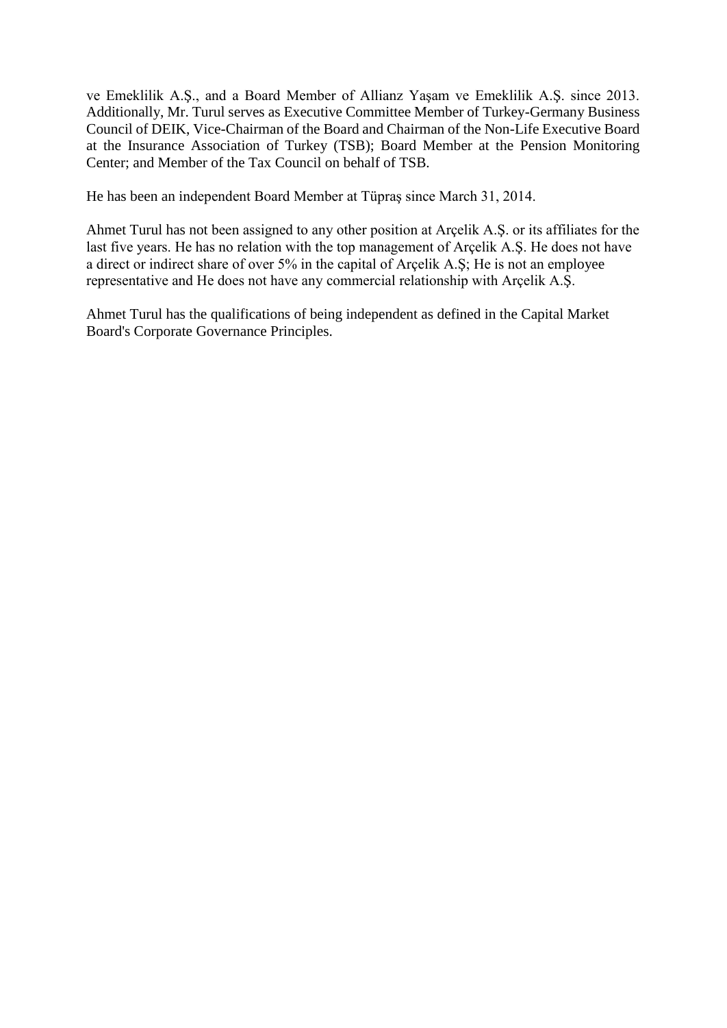ve Emeklilik A.Ş., and a Board Member of Allianz Yaşam ve Emeklilik A.Ş. since 2013. Additionally, Mr. Turul serves as Executive Committee Member of Turkey-Germany Business Council of DEIK, Vice-Chairman of the Board and Chairman of the Non-Life Executive Board at the Insurance Association of Turkey (TSB); Board Member at the Pension Monitoring Center; and Member of the Tax Council on behalf of TSB.

He has been an independent Board Member at Tüpraş since March 31, 2014.

Ahmet Turul has not been assigned to any other position at Arçelik A.Ş. or its affiliates for the last five years. He has no relation with the top management of Arçelik A.Ş. He does not have a direct or indirect share of over 5% in the capital of Arçelik A.Ş; He is not an employee representative and He does not have any commercial relationship with Arçelik A.Ş.

Ahmet Turul has the qualifications of being independent as defined in the Capital Market Board's Corporate Governance Principles.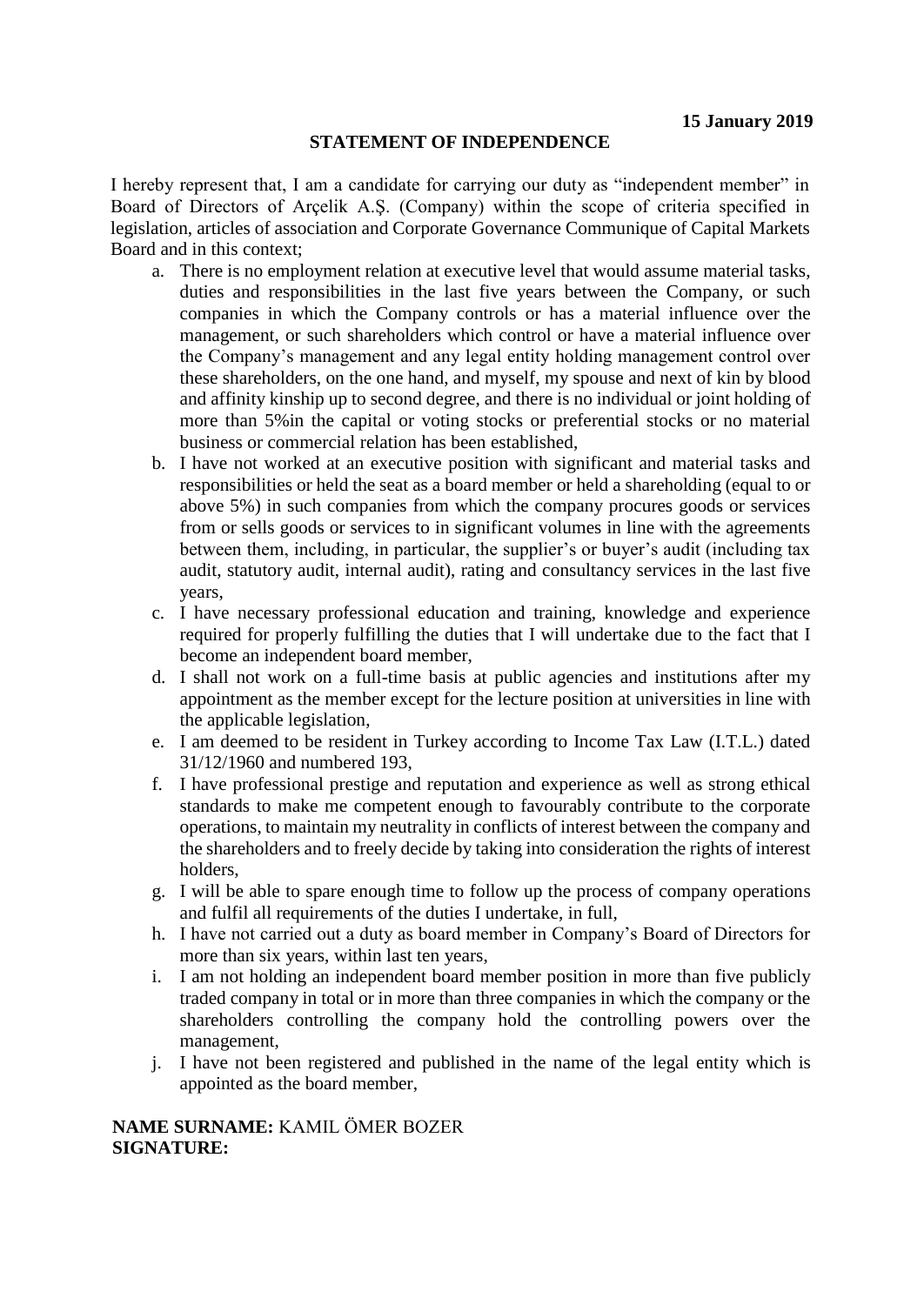**15 January 2019**

**STATEMENT OF INDEPENDENCE**

I hereby represent that, I am a candidate for carrying our duty as "independent member" in Board of Directors of Arçelik A.Ş. (Company) within the scope of criteria specified in legislation, articles of association and Corporate Governance Communique of Capital Markets Board and in this context;

a. There is no employment relation at executive level that would assume material tasks, duties and responsibilities in the last five years between the Company, or such companies in which the Company controls or has a material influence over the management, or such shareholders which control or have a material influence over the Company's management and any legal entity holding management control over these shareholders, on the one hand, and myself, my spouse and next of kin by blood and affinity kinship up to second degree, and there is no individual or joint holding of more than 5%in the capital or voting stocks or preferential stocks or no material business or commercial relation has been established,
b. I have not worked at an executive position with significant and material tasks and responsibilities or held the seat as a board member or held a shareholding (equal to or above 5%) in such companies from which the company procures goods or services from or sells goods or services to in significant volumes in line with the agreements between them, including, in particular, the supplier's or buyer's audit (including tax audit, statutory audit, internal audit), rating and consultancy services in the last five years,
c. I have necessary professional education and training, knowledge and experience required for properly fulfilling the duties that I will undertake due to the fact that I become an independent board member,
d. I shall not work on a full-time basis at public agencies and institutions after my appointment as the member except for the lecture position at universities in line with the applicable legislation,
e. I am deemed to be resident in Turkey according to Income Tax Law (I.T.L.) dated 31/12/1960 and numbered 193,
f. I have professional prestige and reputation and experience as well as strong ethical standards to make me competent enough to favourably contribute to the corporate operations, to maintain my neutrality in conflicts of interest between the company and the shareholders and to freely decide by taking into consideration the rights of interest holders,
g. I will be able to spare enough time to follow up the process of company operations and fulfil all requirements of the duties I undertake, in full,
h. I have not carried out a duty as board member in Company's Board of Directors for more than six years, within last ten years,
i. I am not holding an independent board member position in more than five publicly traded company in total or in more than three companies in which the company or the shareholders controlling the company hold the controlling powers over the management,
j. I have not been registered and published in the name of the legal entity which is appointed as the board member,

**NAME SURNAME:** KAMIL ÖMER BOZER
**SIGNATURE:**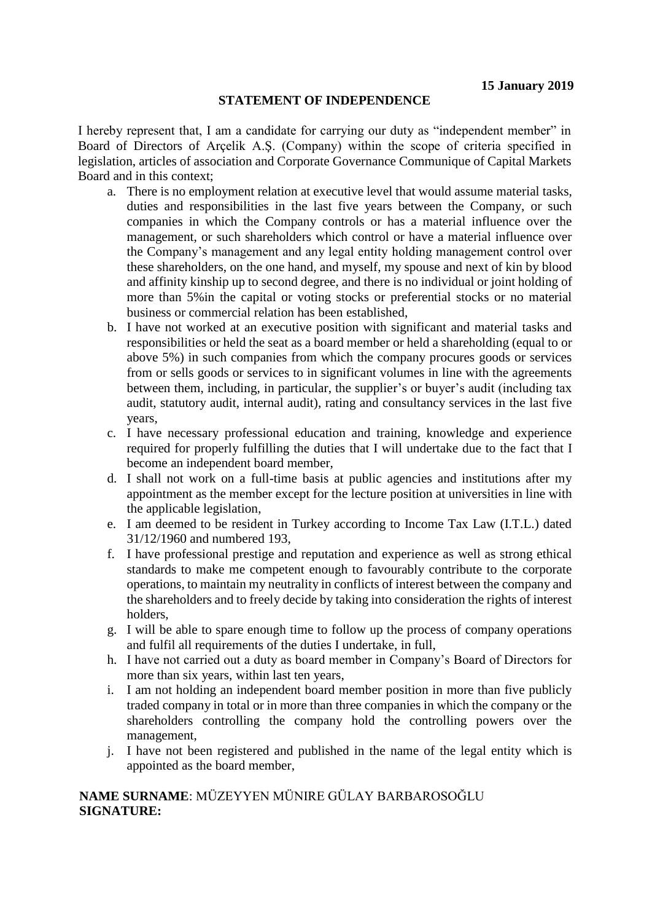**15 January 2019**

## STATEMENT OF INDEPENDENCE

I hereby represent that, I am a candidate for carrying our duty as "independent member" in Board of Directors of Arçelik A.Ş. (Company) within the scope of criteria specified in legislation, articles of association and Corporate Governance Communique of Capital Markets Board and in this context;

a. There is no employment relation at executive level that would assume material tasks, duties and responsibilities in the last five years between the Company, or such companies in which the Company controls or has a material influence over the management, or such shareholders which control or have a material influence over the Company's management and any legal entity holding management control over these shareholders, on the one hand, and myself, my spouse and next of kin by blood and affinity kinship up to second degree, and there is no individual or joint holding of more than 5%in the capital or voting stocks or preferential stocks or no material business or commercial relation has been established,

b. I have not worked at an executive position with significant and material tasks and responsibilities or held the seat as a board member or held a shareholding (equal to or above 5%) in such companies from which the company procures goods or services from or sells goods or services to in significant volumes in line with the agreements between them, including, in particular, the supplier's or buyer's audit (including tax audit, statutory audit, internal audit), rating and consultancy services in the last five years,

c. I have necessary professional education and training, knowledge and experience required for properly fulfilling the duties that I will undertake due to the fact that I become an independent board member,

d. I shall not work on a full-time basis at public agencies and institutions after my appointment as the member except for the lecture position at universities in line with the applicable legislation,

e. I am deemed to be resident in Turkey according to Income Tax Law (I.T.L.) dated 31/12/1960 and numbered 193,

f. I have professional prestige and reputation and experience as well as strong ethical standards to make me competent enough to favourably contribute to the corporate operations, to maintain my neutrality in conflicts of interest between the company and the shareholders and to freely decide by taking into consideration the rights of interest holders,

g. I will be able to spare enough time to follow up the process of company operations and fulfil all requirements of the duties I undertake, in full,

h. I have not carried out a duty as board member in Company's Board of Directors for more than six years, within last ten years,

i. I am not holding an independent board member position in more than five publicly traded company in total or in more than three companies in which the company or the shareholders controlling the company hold the controlling powers over the management,

j. I have not been registered and published in the name of the legal entity which is appointed as the board member,

**NAME SURNAME**: MÜZEYYEN MÜNIRE GÜLAY BARBAROSOĞLU
**SIGNATURE:**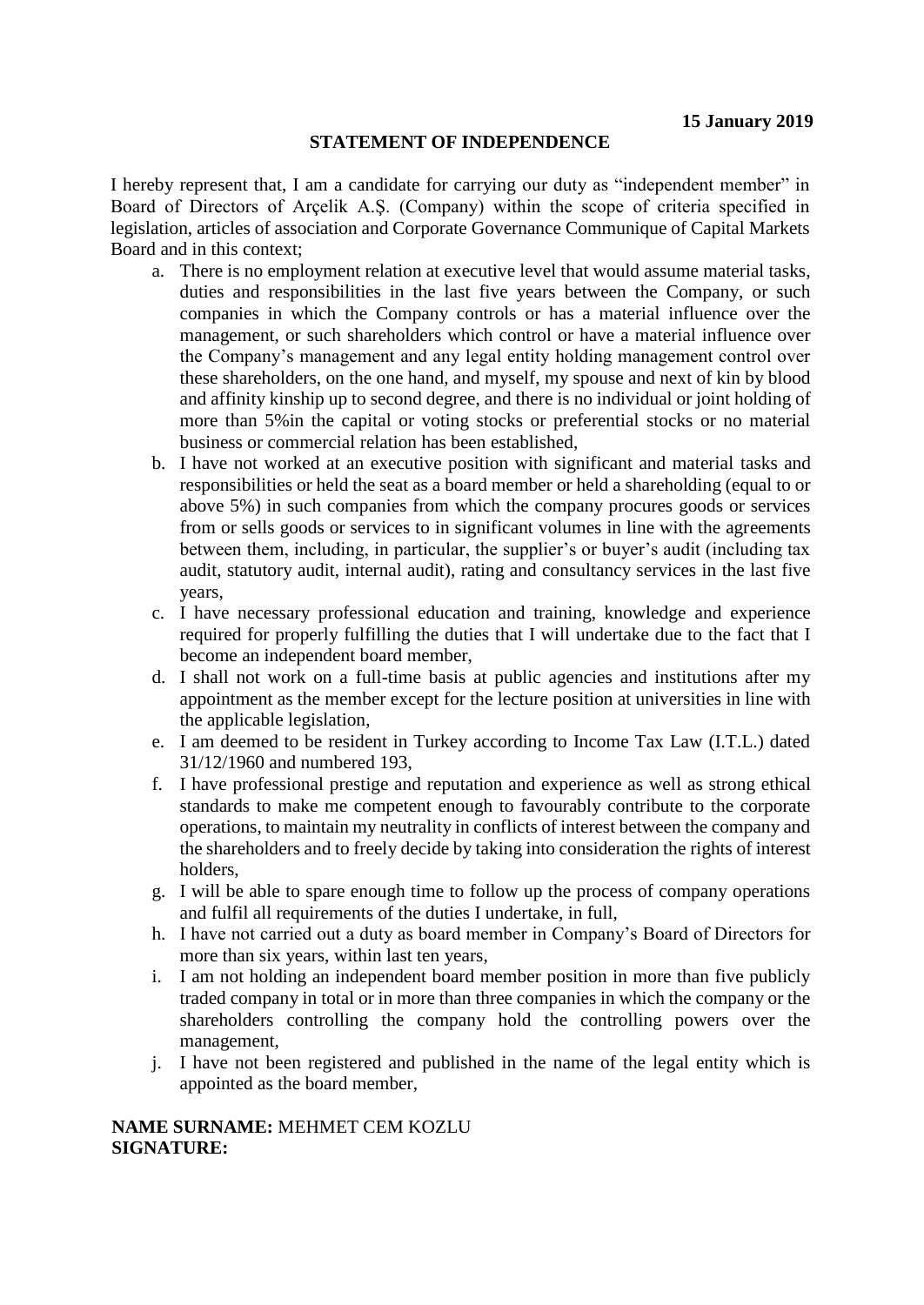**15 January 2019**

**STATEMENT OF INDEPENDENCE**

I hereby represent that, I am a candidate for carrying our duty as "independent member" in Board of Directors of Arçelik A.Ş. (Company) within the scope of criteria specified in legislation, articles of association and Corporate Governance Communique of Capital Markets Board and in this context;

a. There is no employment relation at executive level that would assume material tasks, duties and responsibilities in the last five years between the Company, or such companies in which the Company controls or has a material influence over the management, or such shareholders which control or have a material influence over the Company's management and any legal entity holding management control over these shareholders, on the one hand, and myself, my spouse and next of kin by blood and affinity kinship up to second degree, and there is no individual or joint holding of more than 5%in the capital or voting stocks or preferential stocks or no material business or commercial relation has been established,
b. I have not worked at an executive position with significant and material tasks and responsibilities or held the seat as a board member or held a shareholding (equal to or above 5%) in such companies from which the company procures goods or services from or sells goods or services to in significant volumes in line with the agreements between them, including, in particular, the supplier's or buyer's audit (including tax audit, statutory audit, internal audit), rating and consultancy services in the last five years,
c. I have necessary professional education and training, knowledge and experience required for properly fulfilling the duties that I will undertake due to the fact that I become an independent board member,
d. I shall not work on a full-time basis at public agencies and institutions after my appointment as the member except for the lecture position at universities in line with the applicable legislation,
e. I am deemed to be resident in Turkey according to Income Tax Law (I.T.L.) dated 31/12/1960 and numbered 193,
f. I have professional prestige and reputation and experience as well as strong ethical standards to make me competent enough to favourably contribute to the corporate operations, to maintain my neutrality in conflicts of interest between the company and the shareholders and to freely decide by taking into consideration the rights of interest holders,
g. I will be able to spare enough time to follow up the process of company operations and fulfil all requirements of the duties I undertake, in full,
h. I have not carried out a duty as board member in Company's Board of Directors for more than six years, within last ten years,
i. I am not holding an independent board member position in more than five publicly traded company in total or in more than three companies in which the company or the shareholders controlling the company hold the controlling powers over the management,
j. I have not been registered and published in the name of the legal entity which is appointed as the board member,

**NAME SURNAME:** MEHMET CEM KOZLU
**SIGNATURE:**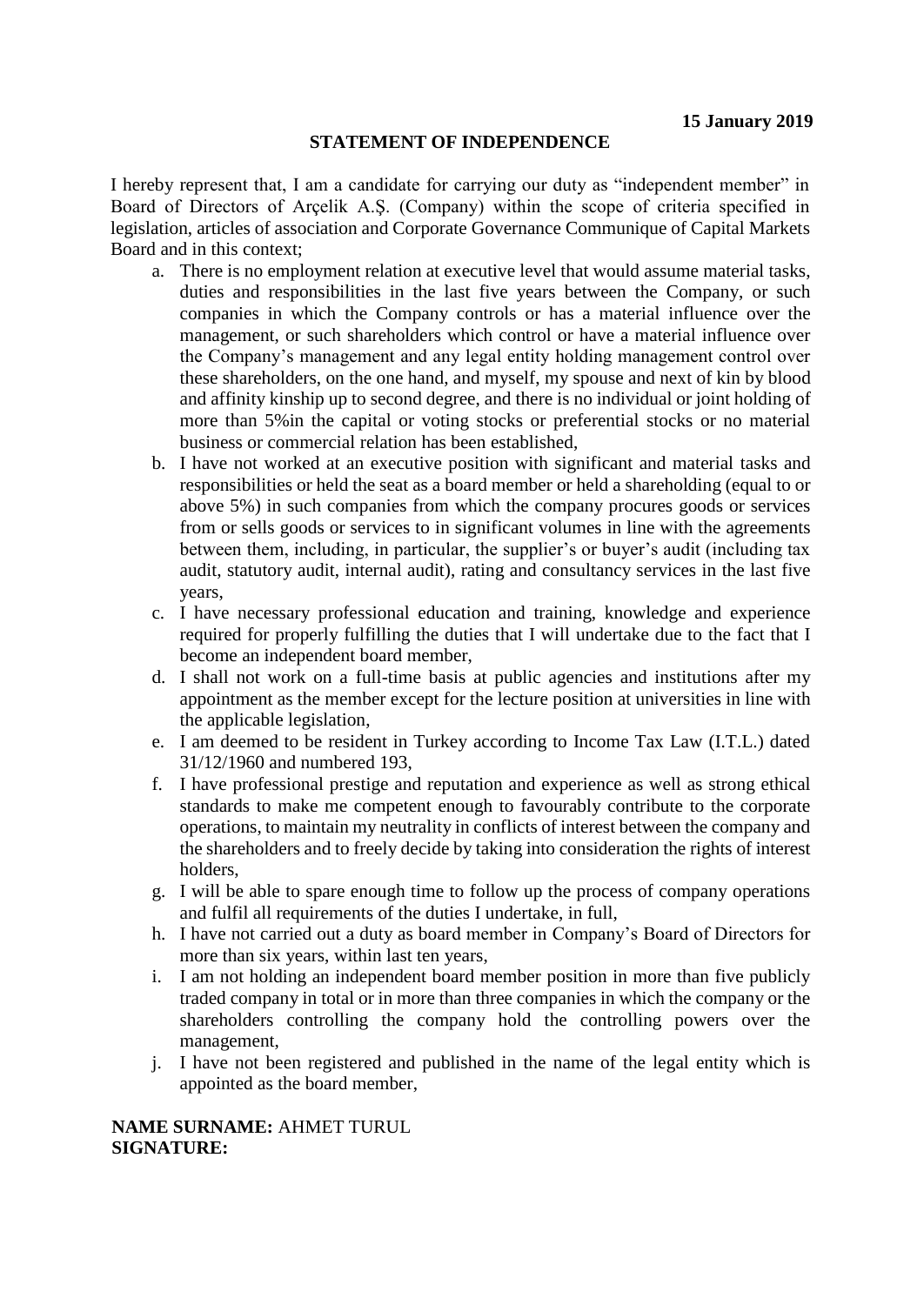**15 January 2019**

**STATEMENT OF INDEPENDENCE**

I hereby represent that, I am a candidate for carrying our duty as "independent member" in Board of Directors of Arçelik A.Ş. (Company) within the scope of criteria specified in legislation, articles of association and Corporate Governance Communique of Capital Markets Board and in this context;

a. There is no employment relation at executive level that would assume material tasks, duties and responsibilities in the last five years between the Company, or such companies in which the Company controls or has a material influence over the management, or such shareholders which control or have a material influence over the Company's management and any legal entity holding management control over these shareholders, on the one hand, and myself, my spouse and next of kin by blood and affinity kinship up to second degree, and there is no individual or joint holding of more than 5%in the capital or voting stocks or preferential stocks or no material business or commercial relation has been established,
b. I have not worked at an executive position with significant and material tasks and responsibilities or held the seat as a board member or held a shareholding (equal to or above 5%) in such companies from which the company procures goods or services from or sells goods or services to in significant volumes in line with the agreements between them, including, in particular, the supplier's or buyer's audit (including tax audit, statutory audit, internal audit), rating and consultancy services in the last five years,
c. I have necessary professional education and training, knowledge and experience required for properly fulfilling the duties that I will undertake due to the fact that I become an independent board member,
d. I shall not work on a full-time basis at public agencies and institutions after my appointment as the member except for the lecture position at universities in line with the applicable legislation,
e. I am deemed to be resident in Turkey according to Income Tax Law (I.T.L.) dated 31/12/1960 and numbered 193,
f. I have professional prestige and reputation and experience as well as strong ethical standards to make me competent enough to favourably contribute to the corporate operations, to maintain my neutrality in conflicts of interest between the company and the shareholders and to freely decide by taking into consideration the rights of interest holders,
g. I will be able to spare enough time to follow up the process of company operations and fulfil all requirements of the duties I undertake, in full,
h. I have not carried out a duty as board member in Company's Board of Directors for more than six years, within last ten years,
i. I am not holding an independent board member position in more than five publicly traded company in total or in more than three companies in which the company or the shareholders controlling the company hold the controlling powers over the management,
j. I have not been registered and published in the name of the legal entity which is appointed as the board member,

**NAME SURNAME:** AHMET TURUL
**SIGNATURE:**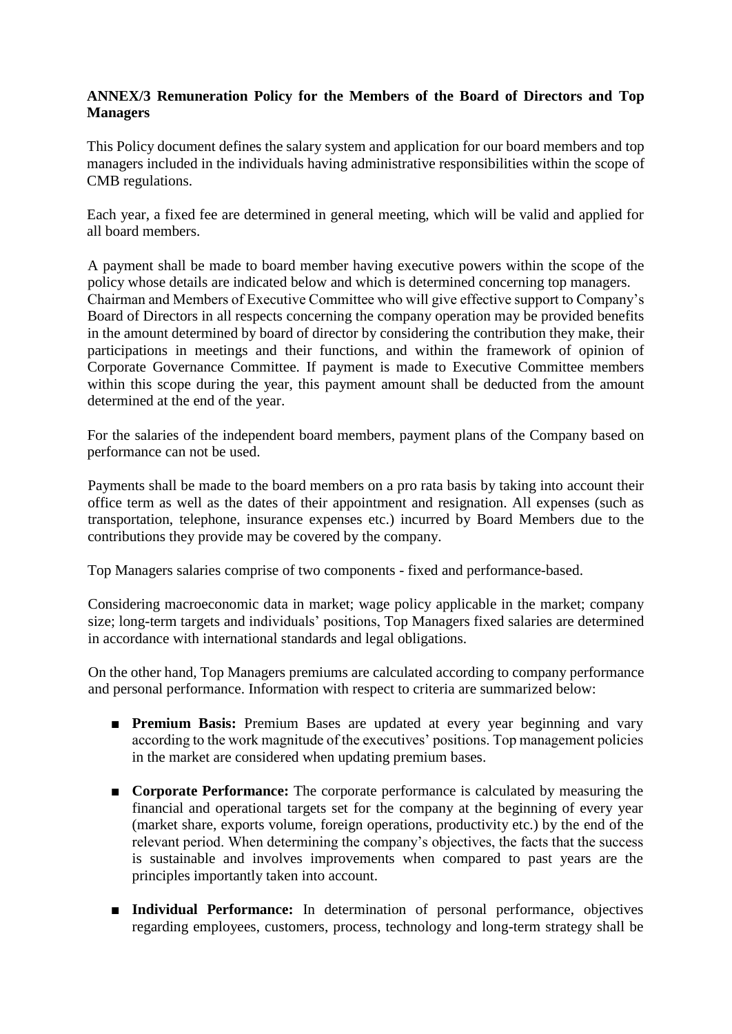**ANNEX/3 Remuneration Policy for the Members of the Board of Directors and Top Managers**

This Policy document defines the salary system and application for our board members and top managers included in the individuals having administrative responsibilities within the scope of CMB regulations.

Each year, a fixed fee are determined in general meeting, which will be valid and applied for all board members.

A payment shall be made to board member having executive powers within the scope of the policy whose details are indicated below and which is determined concerning top managers. Chairman and Members of Executive Committee who will give effective support to Company's Board of Directors in all respects concerning the company operation may be provided benefits in the amount determined by board of director by considering the contribution they make, their participations in meetings and their functions, and within the framework of opinion of Corporate Governance Committee. If payment is made to Executive Committee members within this scope during the year, this payment amount shall be deducted from the amount determined at the end of the year.

For the salaries of the independent board members, payment plans of the Company based on performance can not be used.

Payments shall be made to the board members on a pro rata basis by taking into account their office term as well as the dates of their appointment and resignation. All expenses (such as transportation, telephone, insurance expenses etc.) incurred by Board Members due to the contributions they provide may be covered by the company.

Top Managers salaries comprise of two components - fixed and performance-based.

Considering macroeconomic data in market; wage policy applicable in the market; company size; long-term targets and individuals' positions, Top Managers fixed salaries are determined in accordance with international standards and legal obligations.

On the other hand, Top Managers premiums are calculated according to company performance and personal performance. Information with respect to criteria are summarized below:

- **Premium Basis:** Premium Bases are updated at every year beginning and vary according to the work magnitude of the executives' positions. Top management policies in the market are considered when updating premium bases.
- **Corporate Performance:** The corporate performance is calculated by measuring the financial and operational targets set for the company at the beginning of every year (market share, exports volume, foreign operations, productivity etc.) by the end of the relevant period. When determining the company's objectives, the facts that the success is sustainable and involves improvements when compared to past years are the principles importantly taken into account.
- **Individual Performance:** In determination of personal performance, objectives regarding employees, customers, process, technology and long-term strategy shall be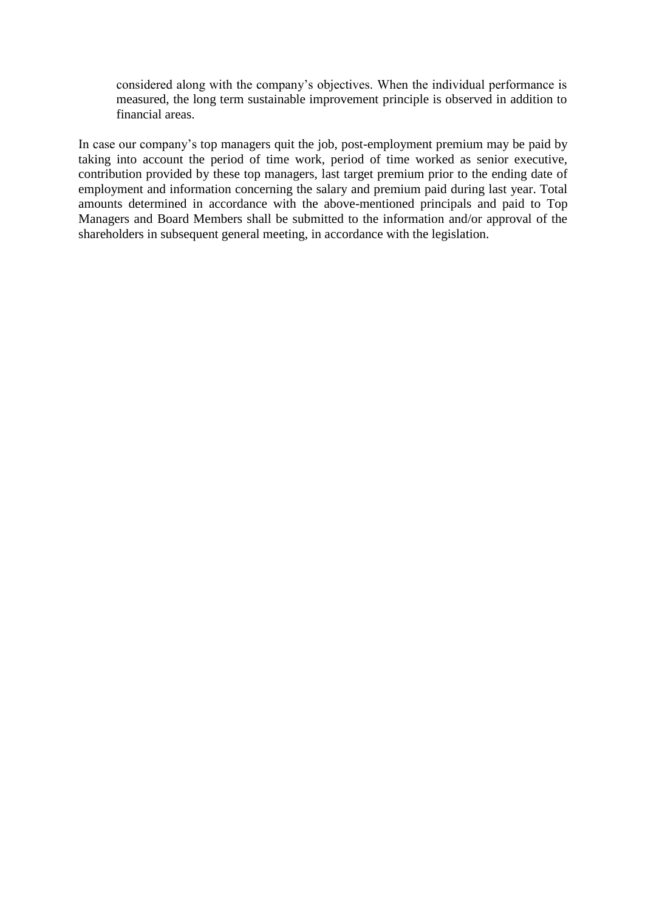considered along with the company's objectives. When the individual performance is measured, the long term sustainable improvement principle is observed in addition to financial areas.

In case our company's top managers quit the job, post-employment premium may be paid by taking into account the period of time work, period of time worked as senior executive, contribution provided by these top managers, last target premium prior to the ending date of employment and information concerning the salary and premium paid during last year. Total amounts determined in accordance with the above-mentioned principals and paid to Top Managers and Board Members shall be submitted to the information and/or approval of the shareholders in subsequent general meeting, in accordance with the legislation.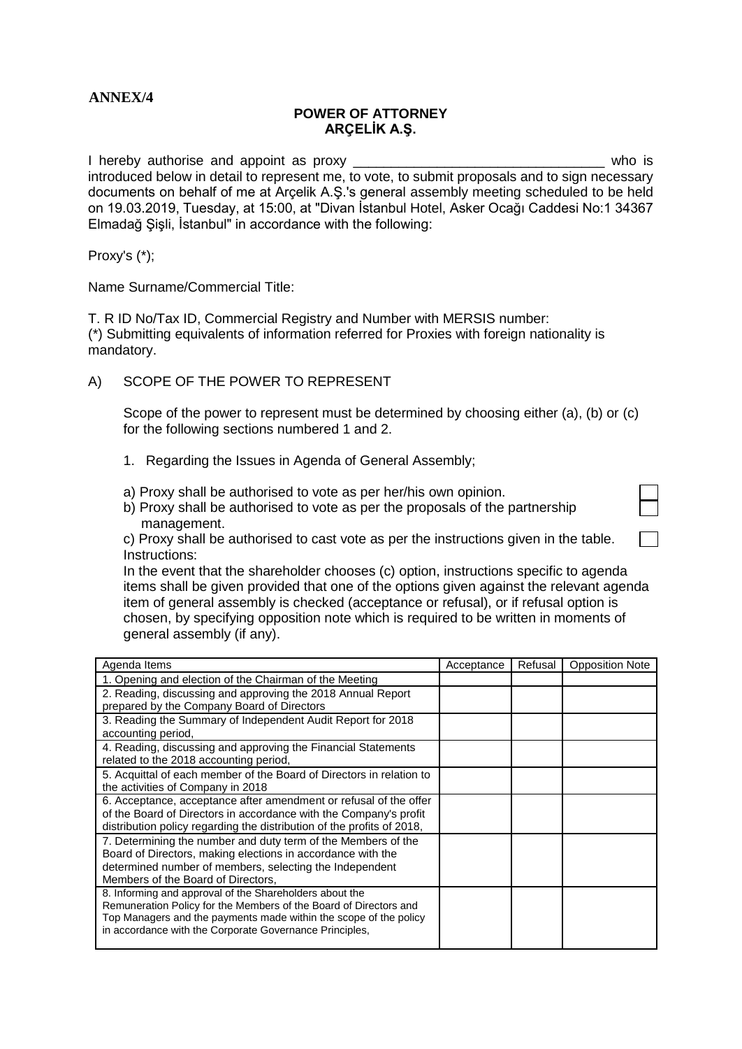**ANNEX/4**

**POWER OF ATTORNEY**
**ARÇELİK A.Ş.**

I hereby authorise and appoint as proxy ________________________________ who is introduced below in detail to represent me, to vote, to submit proposals and to sign necessary documents on behalf of me at Arçelik A.Ş.'s general assembly meeting scheduled to be held on 19.03.2019, Tuesday, at 15:00, at "Divan İstanbul Hotel, Asker Ocağı Caddesi No:1 34367 Elmadağ Şişli, İstanbul" in accordance with the following:

Proxy's (*);

Name Surname/Commercial Title:

T. R ID No/Tax ID, Commercial Registry and Number with MERSIS number:
(*) Submitting equivalents of information referred for Proxies with foreign nationality is mandatory.

A) SCOPE OF THE POWER TO REPRESENT

Scope of the power to represent must be determined by choosing either (a), (b) or (c) for the following sections numbered 1 and 2.

1. Regarding the Issues in Agenda of General Assembly;

a) Proxy shall be authorised to vote as per her/his own opinion. ☐
b) Proxy shall be authorised to vote as per the proposals of the partnership management. ☐
c) Proxy shall be authorised to cast vote as per the instructions given in the table. ☐
Instructions:
In the event that the shareholder chooses (c) option, instructions specific to agenda items shall be given provided that one of the options given against the relevant agenda item of general assembly is checked (acceptance or refusal), or if refusal option is chosen, by specifying opposition note which is required to be written in moments of general assembly (if any).

| Agenda Items | Acceptance | Refusal | Opposition Note |
|---|---|---|---|
| 1. Opening and election of the Chairman of the Meeting | | | |
| 2. Reading, discussing and approving the 2018 Annual Report prepared by the Company Board of Directors | | | |
| 3. Reading the Summary of Independent Audit Report for 2018 accounting period, | | | |
| 4. Reading, discussing and approving the Financial Statements related to the 2018 accounting period, | | | |
| 5. Acquittal of each member of the Board of Directors in relation to the activities of Company in 2018 | | | |
| 6. Acceptance, acceptance after amendment or refusal of the offer of the Board of Directors in accordance with the Company's profit distribution policy regarding the distribution of the profits of 2018, | | | |
| 7. Determining the number and duty term of the Members of the Board of Directors, making elections in accordance with the determined number of members, selecting the Independent Members of the Board of Directors, | | | |
| 8. Informing and approval of the Shareholders about the Remuneration Policy for the Members of the Board of Directors and Top Managers and the payments made within the scope of the policy in accordance with the Corporate Governance Principles, | | | |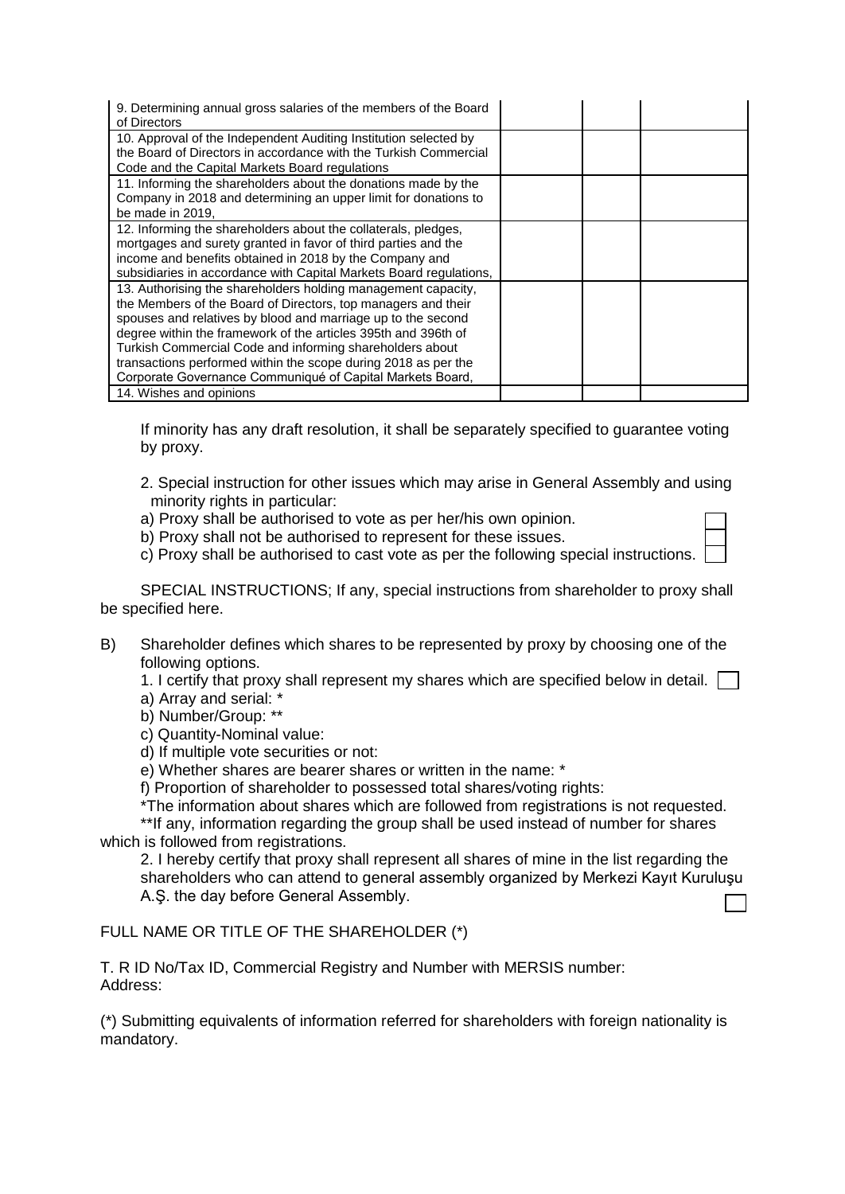| | | | |
|---|---|---|---|
| 9. Determining annual gross salaries of the members of the Board of Directors | | | |
| 10. Approval of the Independent Auditing Institution selected by the Board of Directors in accordance with the Turkish Commercial Code and the Capital Markets Board regulations | | | |
| 11. Informing the shareholders about the donations made by the Company in 2018 and determining an upper limit for donations to be made in 2019, | | | |
| 12. Informing the shareholders about the collaterals, pledges, mortgages and surety granted in favor of third parties and the income and benefits obtained in 2018 by the Company and subsidiaries in accordance with Capital Markets Board regulations, | | | |
| 13. Authorising the shareholders holding management capacity, the Members of the Board of Directors, top managers and their spouses and relatives by blood and marriage up to the second degree within the framework of the articles 395th and 396th of Turkish Commercial Code and informing shareholders about transactions performed within the scope during 2018 as per the Corporate Governance Communiqué of Capital Markets Board, | | | |
| 14. Wishes and opinions | | | |

If minority has any draft resolution, it shall be separately specified to guarantee voting by proxy.

2. Special instruction for other issues which may arise in General Assembly and using minority rights in particular:

a) Proxy shall be authorised to vote as per her/his own opinion. ☐

b) Proxy shall not be authorised to represent for these issues. ☐

c) Proxy shall be authorised to cast vote as per the following special instructions. ☐

SPECIAL INSTRUCTIONS; If any, special instructions from shareholder to proxy shall be specified here.

B) Shareholder defines which shares to be represented by proxy by choosing one of the following options.

1. I certify that proxy shall represent my shares which are specified below in detail. ☐

a) Array and serial: *

b) Number/Group: **

c) Quantity-Nominal value:

d) If multiple vote securities or not:

e) Whether shares are bearer shares or written in the name: *

f) Proportion of shareholder to possessed total shares/voting rights:

*The information about shares which are followed from registrations is not requested.

**If any, information regarding the group shall be used instead of number for shares which is followed from registrations.

2. I hereby certify that proxy shall represent all shares of mine in the list regarding the shareholders who can attend to general assembly organized by Merkezi Kayıt Kuruluşu A.Ş. the day before General Assembly. ☐

FULL NAME OR TITLE OF THE SHAREHOLDER (*)

T. R ID No/Tax ID, Commercial Registry and Number with MERSIS number:
Address:

(*) Submitting equivalents of information referred for shareholders with foreign nationality is mandatory.